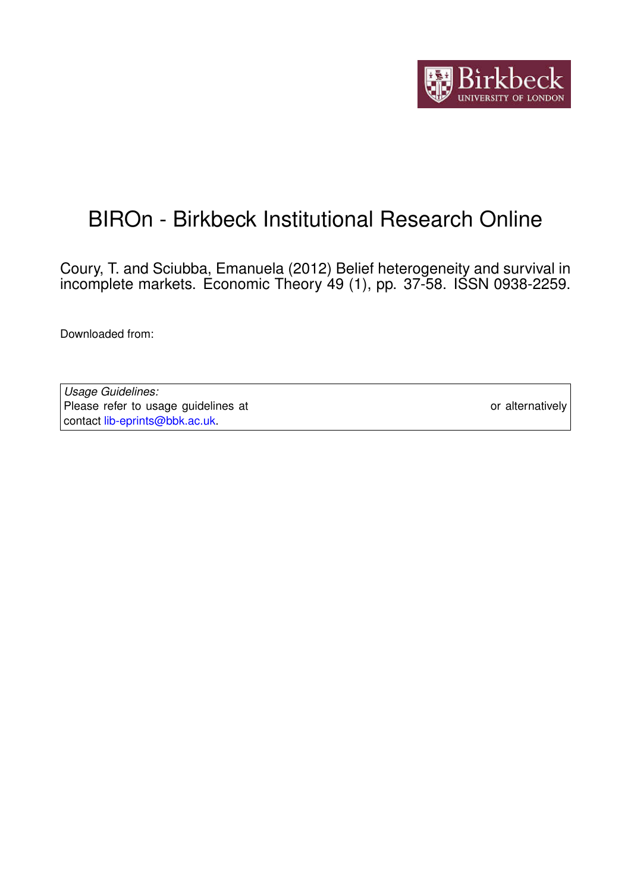# BIROn - Birkbeck Institutional Research Online

Coury, T. and Sciubba, Emanuela (2012) Belief heterogeneity and survival in incomplete markets. Economic Theory 49 (1), pp. 37-58. ISSN 0938-2259.

Downloaded from:

| *Usage Guidelines:* |
| --- |
| Please refer to usage guidelines at or alternatively contact lib-eprints@bbk.ac.uk. |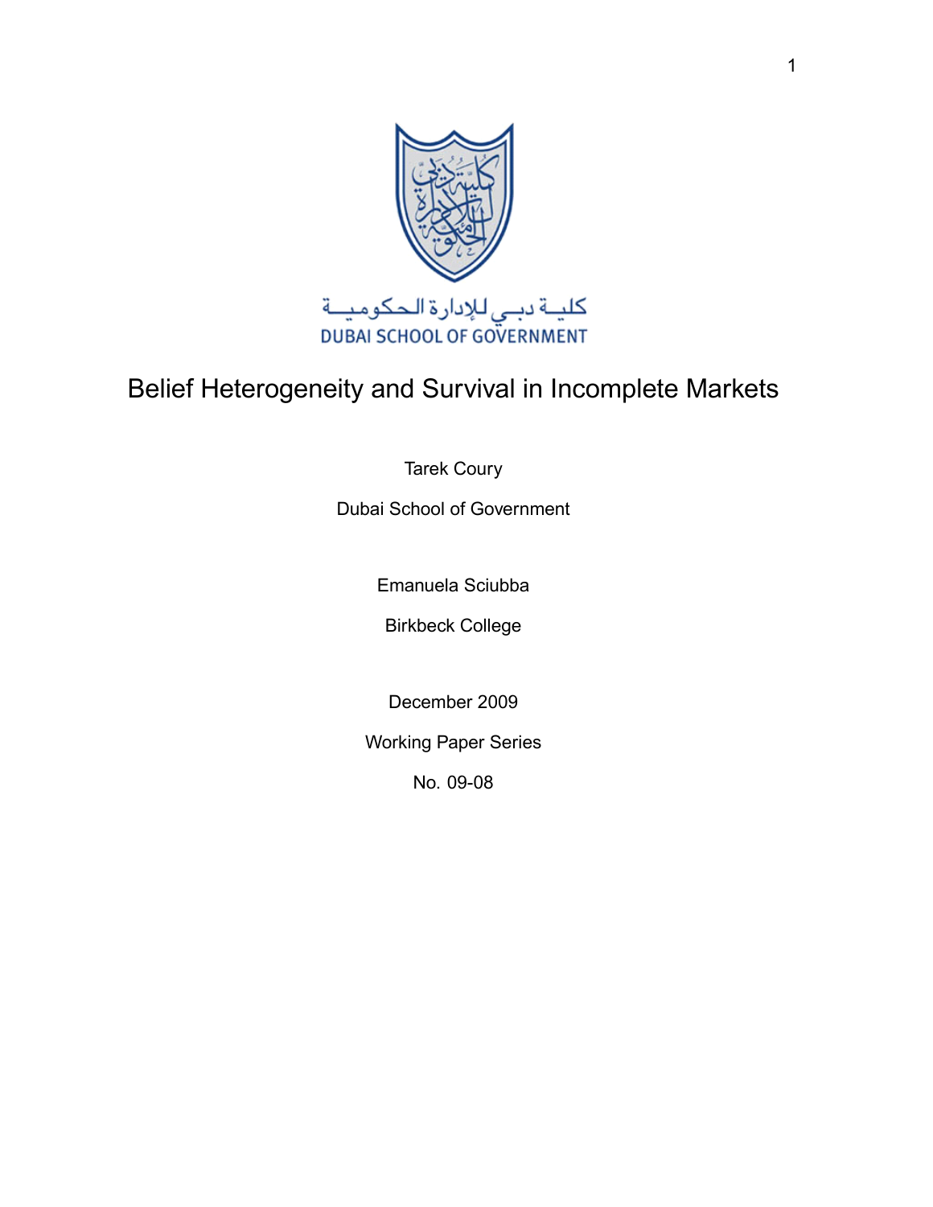كليــة دبــي للإدارة الحـكـوميــة

DUBAI SCHOOL OF GOVERNMENT

# Belief Heterogeneity and Survival in Incomplete Markets

Tarek Coury

Dubai School of Government

Emanuela Sciubba

Birkbeck College

December 2009

Working Paper Series

No. 09-08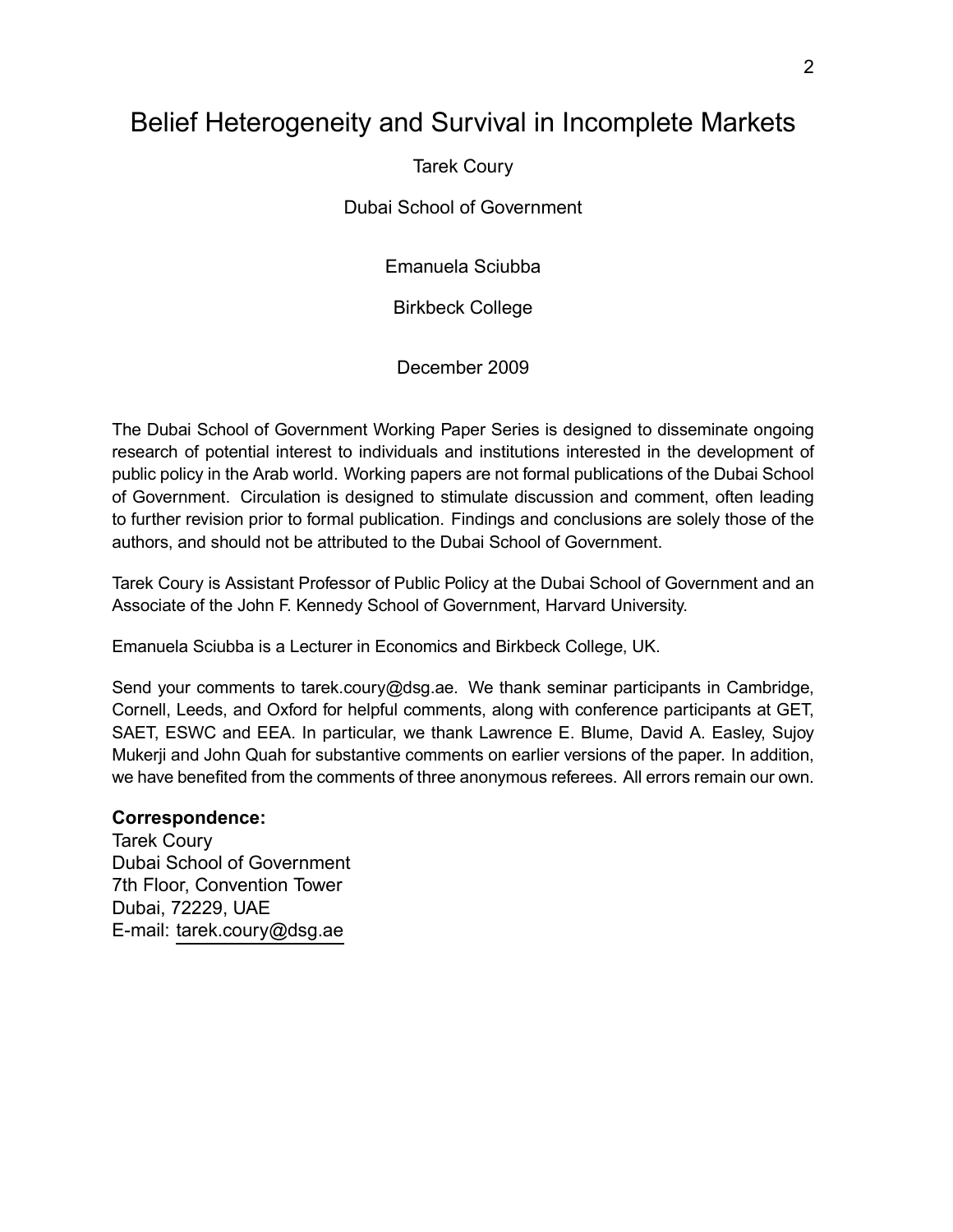# Belief Heterogeneity and Survival in Incomplete Markets

Tarek Coury

Dubai School of Government

Emanuela Sciubba

Birkbeck College

December 2009

The Dubai School of Government Working Paper Series is designed to disseminate ongoing research of potential interest to individuals and institutions interested in the development of public policy in the Arab world. Working papers are not formal publications of the Dubai School of Government. Circulation is designed to stimulate discussion and comment, often leading to further revision prior to formal publication. Findings and conclusions are solely those of the authors, and should not be attributed to the Dubai School of Government.

Tarek Coury is Assistant Professor of Public Policy at the Dubai School of Government and an Associate of the John F. Kennedy School of Government, Harvard University.

Emanuela Sciubba is a Lecturer in Economics and Birkbeck College, UK.

Send your comments to tarek.coury@dsg.ae. We thank seminar participants in Cambridge, Cornell, Leeds, and Oxford for helpful comments, along with conference participants at GET, SAET, ESWC and EEA. In particular, we thank Lawrence E. Blume, David A. Easley, Sujoy Mukerji and John Quah for substantive comments on earlier versions of the paper. In addition, we have benefited from the comments of three anonymous referees. All errors remain our own.

**Correspondence:**
Tarek Coury
Dubai School of Government
7th Floor, Convention Tower
Dubai, 72229, UAE
E-mail: tarek.coury@dsg.ae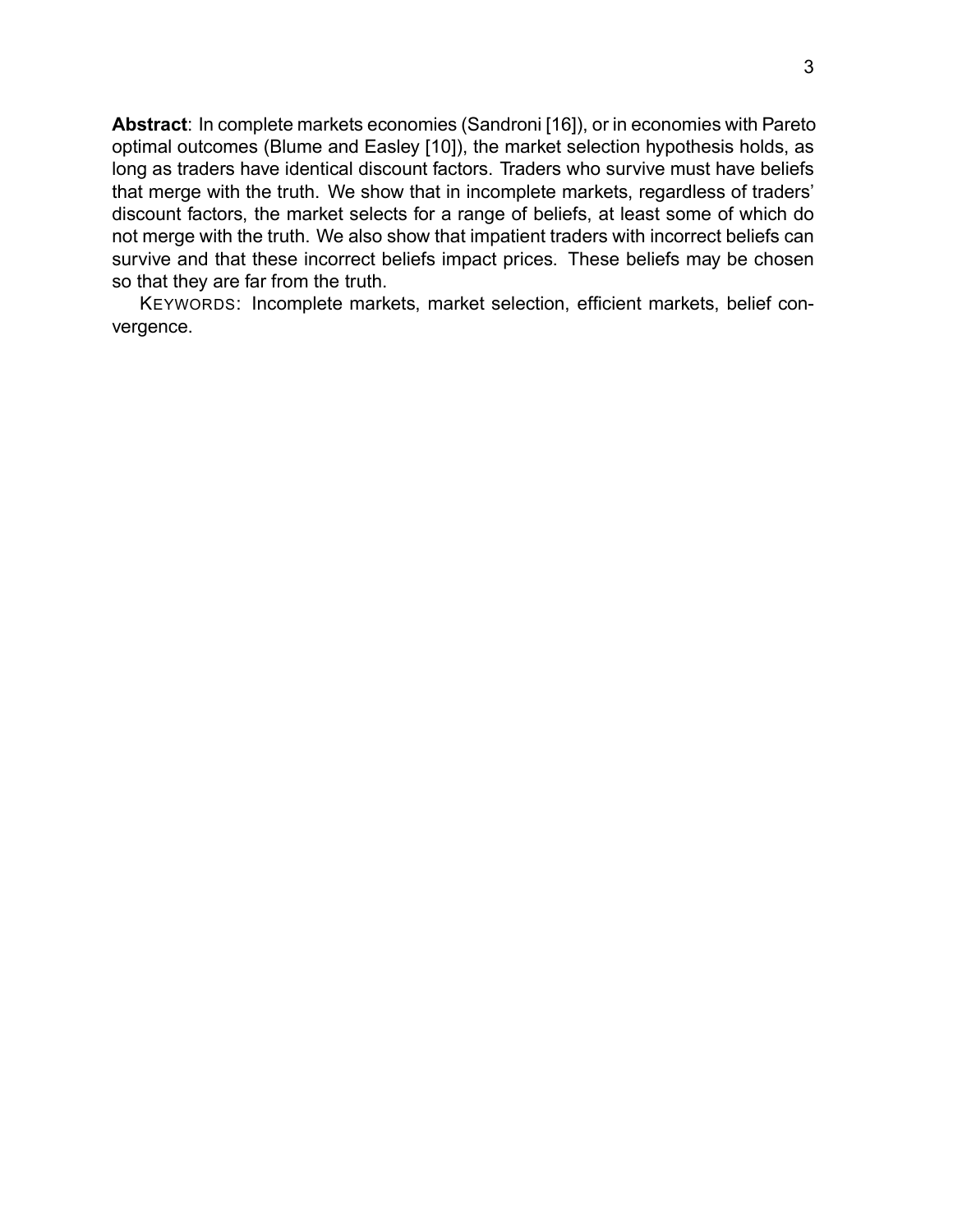**Abstract**: In complete markets economies (Sandroni [16]), or in economies with Pareto optimal outcomes (Blume and Easley [10]), the market selection hypothesis holds, as long as traders have identical discount factors. Traders who survive must have beliefs that merge with the truth. We show that in incomplete markets, regardless of traders' discount factors, the market selects for a range of beliefs, at least some of which do not merge with the truth. We also show that impatient traders with incorrect beliefs can survive and that these incorrect beliefs impact prices. These beliefs may be chosen so that they are far from the truth.

KEYWORDS: Incomplete markets, market selection, efficient markets, belief convergence.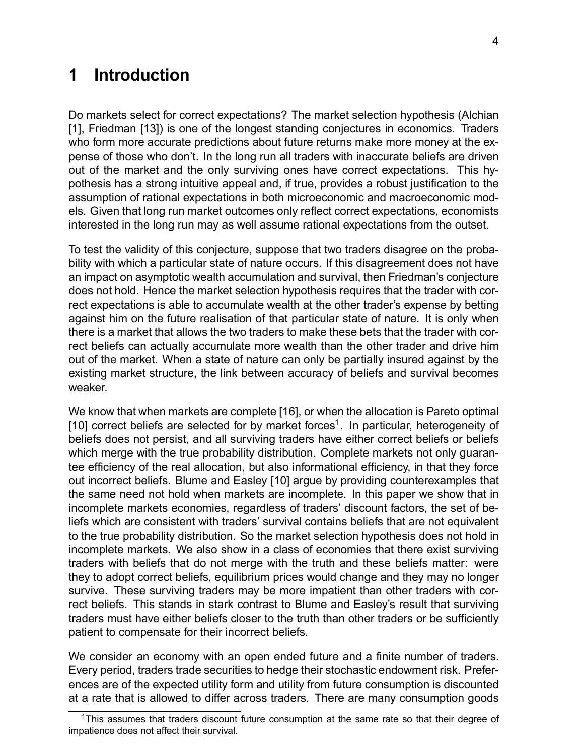# 1 Introduction

Do markets select for correct expectations? The market selection hypothesis (Alchian [1], Friedman [13]) is one of the longest standing conjectures in economics. Traders who form more accurate predictions about future returns make more money at the expense of those who don't. In the long run all traders with inaccurate beliefs are driven out of the market and the only surviving ones have correct expectations. This hypothesis has a strong intuitive appeal and, if true, provides a robust justification to the assumption of rational expectations in both microeconomic and macroeconomic models. Given that long run market outcomes only reflect correct expectations, economists interested in the long run may as well assume rational expectations from the outset.

To test the validity of this conjecture, suppose that two traders disagree on the probability with which a particular state of nature occurs. If this disagreement does not have an impact on asymptotic wealth accumulation and survival, then Friedman's conjecture does not hold. Hence the market selection hypothesis requires that the trader with correct expectations is able to accumulate wealth at the other trader's expense by betting against him on the future realisation of that particular state of nature. It is only when there is a market that allows the two traders to make these bets that the trader with correct beliefs can actually accumulate more wealth than the other trader and drive him out of the market. When a state of nature can only be partially insured against by the existing market structure, the link between accuracy of beliefs and survival becomes weaker.

We know that when markets are complete [16], or when the allocation is Pareto optimal [10] correct beliefs are selected for by market forces[1]. In particular, heterogeneity of beliefs does not persist, and all surviving traders have either correct beliefs or beliefs which merge with the true probability distribution. Complete markets not only guarantee efficiency of the real allocation, but also informational efficiency, in that they force out incorrect beliefs. Blume and Easley [10] argue by providing counterexamples that the same need not hold when markets are incomplete. In this paper we show that in incomplete markets economies, regardless of traders' discount factors, the set of beliefs which are consistent with traders' survival contains beliefs that are not equivalent to the true probability distribution. So the market selection hypothesis does not hold in incomplete markets. We also show in a class of economies that there exist surviving traders with beliefs that do not merge with the truth and these beliefs matter: were they to adopt correct beliefs, equilibrium prices would change and they may no longer survive. These surviving traders may be more impatient than other traders with correct beliefs. This stands in stark contrast to Blume and Easley's result that surviving traders must have either beliefs closer to the truth than other traders or be sufficiently patient to compensate for their incorrect beliefs.

We consider an economy with an open ended future and a finite number of traders. Every period, traders trade securities to hedge their stochastic endowment risk. Preferences are of the expected utility form and utility from future consumption is discounted at a rate that is allowed to differ across traders. There are many consumption goods

[1] This assumes that traders discount future consumption at the same rate so that their degree of impatience does not affect their survival.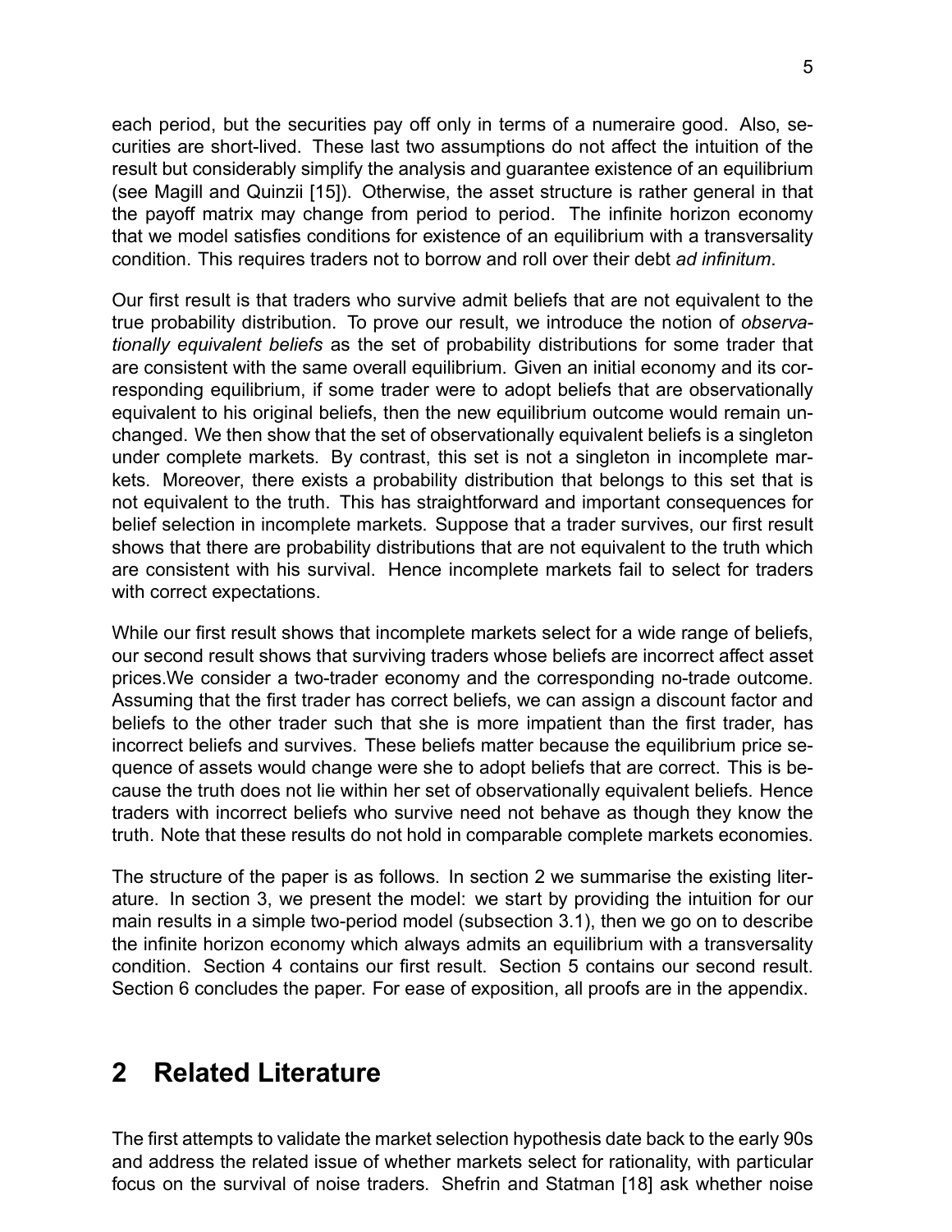each period, but the securities pay off only in terms of a numeraire good. Also, securities are short-lived. These last two assumptions do not affect the intuition of the result but considerably simplify the analysis and guarantee existence of an equilibrium (see Magill and Quinzii [15]). Otherwise, the asset structure is rather general in that the payoff matrix may change from period to period. The infinite horizon economy that we model satisfies conditions for existence of an equilibrium with a transversality condition. This requires traders not to borrow and roll over their debt *ad infinitum*.

Our first result is that traders who survive admit beliefs that are not equivalent to the true probability distribution. To prove our result, we introduce the notion of *observationally equivalent beliefs* as the set of probability distributions for some trader that are consistent with the same overall equilibrium. Given an initial economy and its corresponding equilibrium, if some trader were to adopt beliefs that are observationally equivalent to his original beliefs, then the new equilibrium outcome would remain unchanged. We then show that the set of observationally equivalent beliefs is a singleton under complete markets. By contrast, this set is not a singleton in incomplete markets. Moreover, there exists a probability distribution that belongs to this set that is not equivalent to the truth. This has straightforward and important consequences for belief selection in incomplete markets. Suppose that a trader survives, our first result shows that there are probability distributions that are not equivalent to the truth which are consistent with his survival. Hence incomplete markets fail to select for traders with correct expectations.

While our first result shows that incomplete markets select for a wide range of beliefs, our second result shows that surviving traders whose beliefs are incorrect affect asset prices.We consider a two-trader economy and the corresponding no-trade outcome. Assuming that the first trader has correct beliefs, we can assign a discount factor and beliefs to the other trader such that she is more impatient than the first trader, has incorrect beliefs and survives. These beliefs matter because the equilibrium price sequence of assets would change were she to adopt beliefs that are correct. This is because the truth does not lie within her set of observationally equivalent beliefs. Hence traders with incorrect beliefs who survive need not behave as though they know the truth. Note that these results do not hold in comparable complete markets economies.

The structure of the paper is as follows. In section 2 we summarise the existing literature. In section 3, we present the model: we start by providing the intuition for our main results in a simple two-period model (subsection 3.1), then we go on to describe the infinite horizon economy which always admits an equilibrium with a transversality condition. Section 4 contains our first result. Section 5 contains our second result. Section 6 concludes the paper. For ease of exposition, all proofs are in the appendix.

## 2 Related Literature

The first attempts to validate the market selection hypothesis date back to the early 90s and address the related issue of whether markets select for rationality, with particular focus on the survival of noise traders. Shefrin and Statman [18] ask whether noise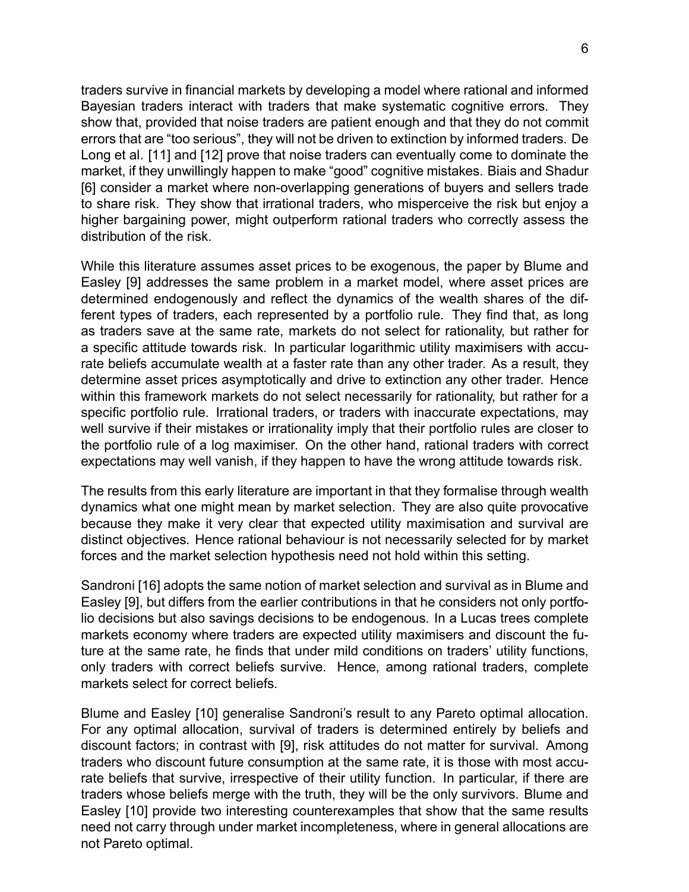traders survive in financial markets by developing a model where rational and informed Bayesian traders interact with traders that make systematic cognitive errors. They show that, provided that noise traders are patient enough and that they do not commit errors that are "too serious", they will not be driven to extinction by informed traders. De Long et al. [11] and [12] prove that noise traders can eventually come to dominate the market, if they unwillingly happen to make "good" cognitive mistakes. Biais and Shadur [6] consider a market where non-overlapping generations of buyers and sellers trade to share risk. They show that irrational traders, who misperceive the risk but enjoy a higher bargaining power, might outperform rational traders who correctly assess the distribution of the risk.

While this literature assumes asset prices to be exogenous, the paper by Blume and Easley [9] addresses the same problem in a market model, where asset prices are determined endogenously and reflect the dynamics of the wealth shares of the different types of traders, each represented by a portfolio rule. They find that, as long as traders save at the same rate, markets do not select for rationality, but rather for a specific attitude towards risk. In particular logarithmic utility maximisers with accurate beliefs accumulate wealth at a faster rate than any other trader. As a result, they determine asset prices asymptotically and drive to extinction any other trader. Hence within this framework markets do not select necessarily for rationality, but rather for a specific portfolio rule. Irrational traders, or traders with inaccurate expectations, may well survive if their mistakes or irrationality imply that their portfolio rules are closer to the portfolio rule of a log maximiser. On the other hand, rational traders with correct expectations may well vanish, if they happen to have the wrong attitude towards risk.

The results from this early literature are important in that they formalise through wealth dynamics what one might mean by market selection. They are also quite provocative because they make it very clear that expected utility maximisation and survival are distinct objectives. Hence rational behaviour is not necessarily selected for by market forces and the market selection hypothesis need not hold within this setting.

Sandroni [16] adopts the same notion of market selection and survival as in Blume and Easley [9], but differs from the earlier contributions in that he considers not only portfolio decisions but also savings decisions to be endogenous. In a Lucas trees complete markets economy where traders are expected utility maximisers and discount the future at the same rate, he finds that under mild conditions on traders' utility functions, only traders with correct beliefs survive. Hence, among rational traders, complete markets select for correct beliefs.

Blume and Easley [10] generalise Sandroni's result to any Pareto optimal allocation. For any optimal allocation, survival of traders is determined entirely by beliefs and discount factors; in contrast with [9], risk attitudes do not matter for survival. Among traders who discount future consumption at the same rate, it is those with most accurate beliefs that survive, irrespective of their utility function. In particular, if there are traders whose beliefs merge with the truth, they will be the only survivors. Blume and Easley [10] provide two interesting counterexamples that show that the same results need not carry through under market incompleteness, where in general allocations are not Pareto optimal.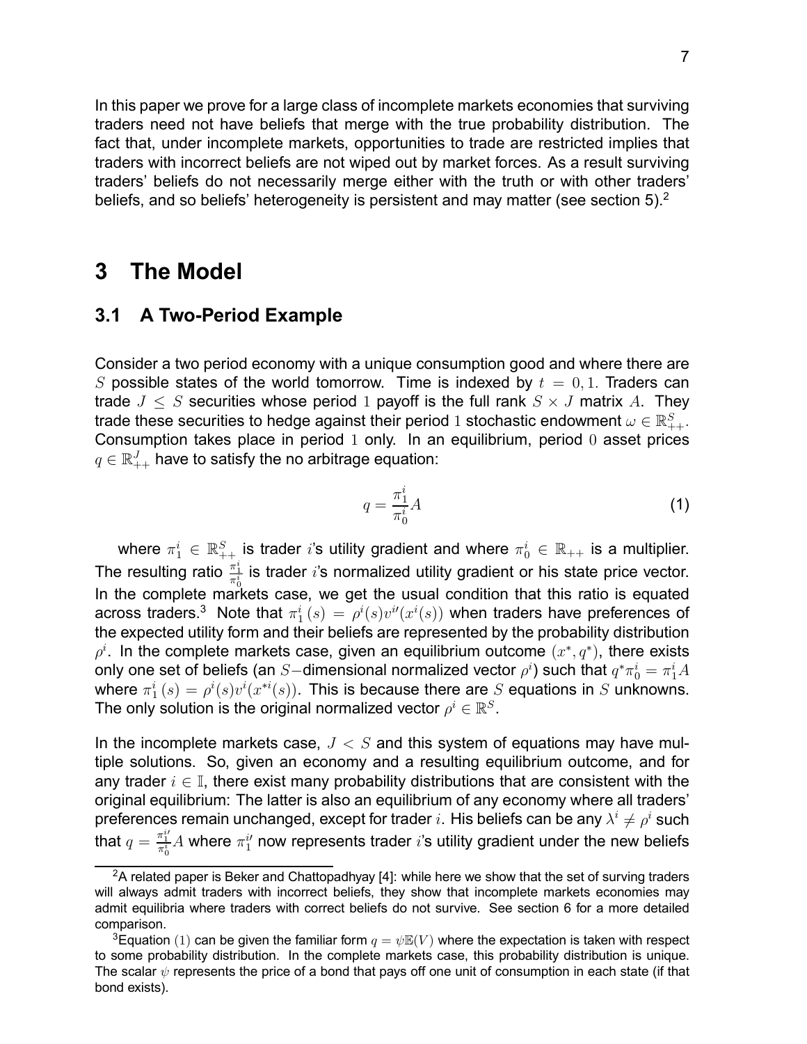In this paper we prove for a large class of incomplete markets economies that surviving traders need not have beliefs that merge with the true probability distribution. The fact that, under incomplete markets, opportunities to trade are restricted implies that traders with incorrect beliefs are not wiped out by market forces. As a result surviving traders' beliefs do not necessarily merge either with the truth or with other traders' beliefs, and so beliefs' heterogeneity is persistent and may matter (see section 5).[2]

# 3 The Model

## 3.1 A Two-Period Example

Consider a two period economy with a unique consumption good and where there are $S$ possible states of the world tomorrow. Time is indexed by $t = 0, 1$. Traders can trade $J \leq S$ securities whose period $1$ payoff is the full rank $S \times J$ matrix $A$. They trade these securities to hedge against their period $1$ stochastic endowment $\omega \in \mathbb{R}^S_{++}$. Consumption takes place in period $1$ only. In an equilibrium, period $0$ asset prices $q \in \mathbb{R}^J_{++}$ have to satisfy the no arbitrage equation:

$$q = \frac{\pi^i_1}{\pi^i_0} A \tag{1}$$

where $\pi^i_1 \in \mathbb{R}^S_{++}$ is trader $i$'s utility gradient and where $\pi^i_0 \in \mathbb{R}_{++}$ is a multiplier. The resulting ratio $\frac{\pi^i_1}{\pi^i_0}$ is trader $i$'s normalized utility gradient or his state price vector. In the complete markets case, we get the usual condition that this ratio is equated across traders.[3] Note that $\pi^i_1(s) = \rho^i(s) v^{i\prime}(x^i(s))$ when traders have preferences of the expected utility form and their beliefs are represented by the probability distribution $\rho^i$. In the complete markets case, given an equilibrium outcome $(x^*, q^*)$, there exists only one set of beliefs (an $S-$dimensional normalized vector $\rho^i$) such that $q^* \pi^i_0 = \pi^i_1 A$ where $\pi^i_1(s) = \rho^i(s) v^i(x^{*i}(s))$. This is because there are $S$ equations in $S$ unknowns. The only solution is the original normalized vector $\rho^i \in \mathbb{R}^S$.

In the incomplete markets case, $J < S$ and this system of equations may have multiple solutions. So, given an economy and a resulting equilibrium outcome, and for any trader $i \in \mathbb{I}$, there exist many probability distributions that are consistent with the original equilibrium: The latter is also an equilibrium of any economy where all traders' preferences remain unchanged, except for trader $i$. His beliefs can be any $\lambda^i \neq \rho^i$ such that $q = \frac{\pi^{i\prime}_1}{\pi^i_0} A$ where $\pi^{i\prime}_1$ now represents trader $i$'s utility gradient under the new beliefs

[2] A related paper is Beker and Chattopadhyay [4]: while here we show that the set of surving traders will always admit traders with incorrect beliefs, they show that incomplete markets economies may admit equilibria where traders with correct beliefs do not survive. See section 6 for a more detailed comparison.

[3] Equation $(1)$ can be given the familiar form $q = \psi \mathbb{E}(V)$ where the expectation is taken with respect to some probability distribution. In the complete markets case, this probability distribution is unique. The scalar $\psi$ represents the price of a bond that pays off one unit of consumption in each state (if that bond exists).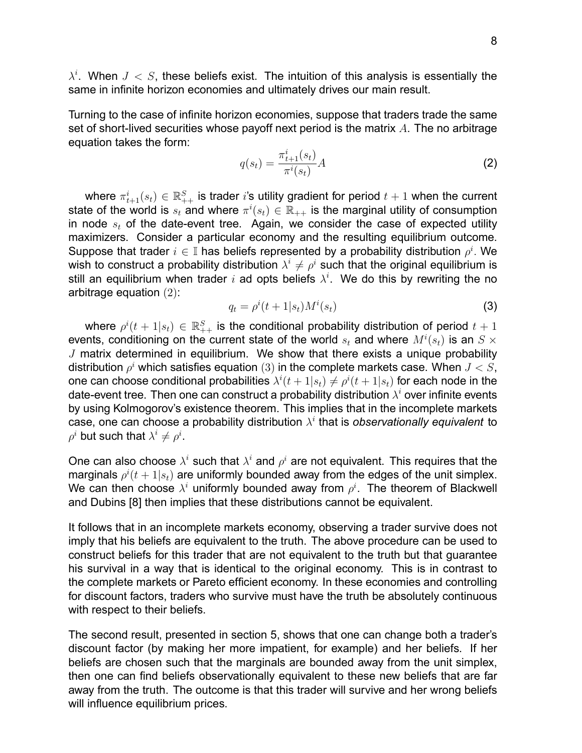$\lambda^i$. When $J < S$, these beliefs exist. The intuition of this analysis is essentially the same in infinite horizon economies and ultimately drives our main result.

Turning to the case of infinite horizon economies, suppose that traders trade the same set of short-lived securities whose payoff next period is the matrix $A$. The no arbitrage equation takes the form:

$$q(s_t) = \frac{\pi^i_{t+1}(s_t)}{\pi^i(s_t)} A \tag{2}$$

where $\pi^i_{t+1}(s_t) \in \mathbb{R}^S_{++}$ is trader $i$'s utility gradient for period $t+1$ when the current state of the world is $s_t$ and where $\pi^i(s_t) \in \mathbb{R}_{++}$ is the marginal utility of consumption in node $s_t$ of the date-event tree. Again, we consider the case of expected utility maximizers. Consider a particular economy and the resulting equilibrium outcome. Suppose that trader $i \in \mathbb{I}$ has beliefs represented by a probability distribution $\rho^i$. We wish to construct a probability distribution $\lambda^i \neq \rho^i$ such that the original equilibrium is still an equilibrium when trader $i$ ad opts beliefs $\lambda^i$. We do this by rewriting the no arbitrage equation $(2)$:

$$q_t = \rho^i(t+1|s_t) M^i(s_t) \tag{3}$$

where $\rho^i(t+1|s_t) \in \mathbb{R}^S_{++}$ is the conditional probability distribution of period $t+1$ events, conditioning on the current state of the world $s_t$ and where $M^i(s_t)$ is an $S \times J$ matrix determined in equilibrium. We show that there exists a unique probability distribution $\rho^i$ which satisfies equation $(3)$ in the complete markets case. When $J < S$, one can choose conditional probabilities $\lambda^i(t+1|s_t) \neq \rho^i(t+1|s_t)$ for each node in the date-event tree. Then one can construct a probability distribution $\lambda^i$ over infinite events by using Kolmogorov's existence theorem. This implies that in the incomplete markets case, one can choose a probability distribution $\lambda^i$ that is *observationally equivalent* to $\rho^i$ but such that $\lambda^i \neq \rho^i$.

One can also choose $\lambda^i$ such that $\lambda^i$ and $\rho^i$ are not equivalent. This requires that the marginals $\rho^i(t+1|s_t)$ are uniformly bounded away from the edges of the unit simplex. We can then choose $\lambda^i$ uniformly bounded away from $\rho^i$. The theorem of Blackwell and Dubins [8] then implies that these distributions cannot be equivalent.

It follows that in an incomplete markets economy, observing a trader survive does not imply that his beliefs are equivalent to the truth. The above procedure can be used to construct beliefs for this trader that are not equivalent to the truth but that guarantee his survival in a way that is identical to the original economy. This is in contrast to the complete markets or Pareto efficient economy. In these economies and controlling for discount factors, traders who survive must have the truth be absolutely continuous with respect to their beliefs.

The second result, presented in section 5, shows that one can change both a trader's discount factor (by making her more impatient, for example) and her beliefs. If her beliefs are chosen such that the marginals are bounded away from the unit simplex, then one can find beliefs observationally equivalent to these new beliefs that are far away from the truth. The outcome is that this trader will survive and her wrong beliefs will influence equilibrium prices.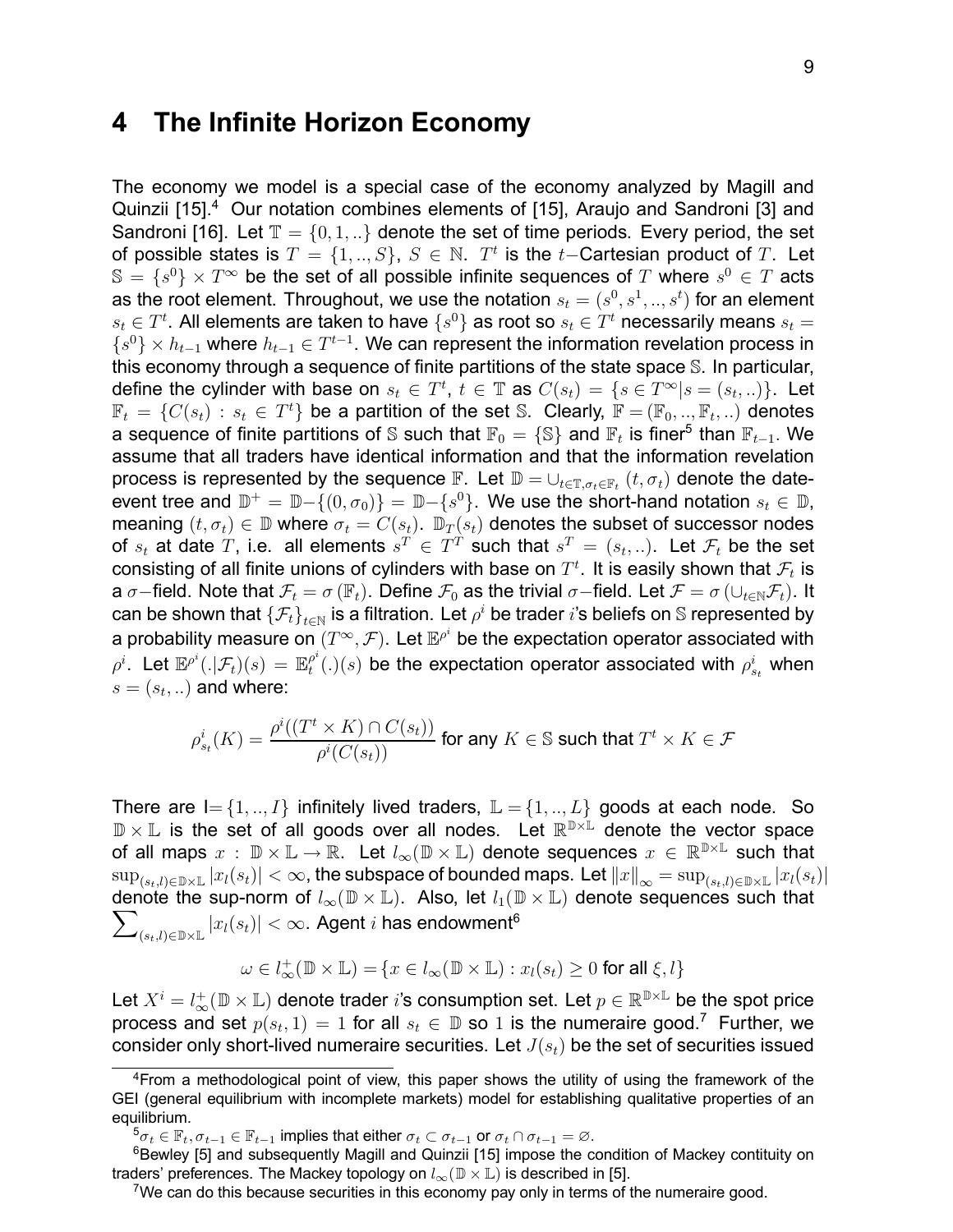# 4 The Infinite Horizon Economy

The economy we model is a special case of the economy analyzed by Magill and Quinzii [15].[4] Our notation combines elements of [15], Araujo and Sandroni [3] and Sandroni [16]. Let $\mathbb{T} = \{0, 1, ..\}$ denote the set of time periods. Every period, the set of possible states is $T = \{1, .., S\}$, $S \in \mathbb{N}$. $T^t$ is the $t-$Cartesian product of $T$. Let $\mathbb{S} = \{s^0\} \times T^\infty$ be the set of all possible infinite sequences of $T$ where $s^0 \in T$ acts as the root element. Throughout, we use the notation $s_t = (s^0, s^1, .., s^t)$ for an element $s_t \in T^t$. All elements are taken to have $\{s^0\}$ as root so $s_t \in T^t$ necessarily means $s_t = \{s^0\} \times h_{t-1}$ where $h_{t-1} \in T^{t-1}$. We can represent the information revelation process in this economy through a sequence of finite partitions of the state space $\mathbb{S}$. In particular, define the cylinder with base on $s_t \in T^t$, $t \in \mathbb{T}$ as $C(s_t) = \{s \in T^\infty | s = (s_t, ..)\}$. Let $\mathbb{F}_t = \{C(s_t) : s_t \in T^t\}$ be a partition of the set $\mathbb{S}$. Clearly, $\mathbb{F} = (\mathbb{F}_0, .., \mathbb{F}_t, ..)$ denotes a sequence of finite partitions of $\mathbb{S}$ such that $\mathbb{F}_0 = \{\mathbb{S}\}$ and $\mathbb{F}_t$ is finer[5] than $\mathbb{F}_{t-1}$. We assume that all traders have identical information and that the information revelation process is represented by the sequence $\mathbb{F}$. Let $\mathbb{D} = \cup_{t \in \mathbb{T}, \sigma_t \in \mathbb{F}_t} (t, \sigma_t)$ denote the date-event tree and $\mathbb{D}^+ = \mathbb{D} - \{(0, \sigma_0)\} = \mathbb{D} - \{s^0\}$. We use the short-hand notation $s_t \in \mathbb{D}$, meaning $(t, \sigma_t) \in \mathbb{D}$ where $\sigma_t = C(s_t)$. $\mathbb{D}_T(s_t)$ denotes the subset of successor nodes of $s_t$ at date $T$, i.e. all elements $s^T \in T^T$ such that $s^T = (s_t, ..)$. Let $\mathcal{F}_t$ be the set consisting of all finite unions of cylinders with base on $T^t$. It is easily shown that $\mathcal{F}_t$ is a $\sigma-$field. Note that $\mathcal{F}_t = \sigma(\mathbb{F}_t)$. Define $\mathcal{F}_0$ as the trivial $\sigma-$field. Let $\mathcal{F} = \sigma(\cup_{t \in \mathbb{N}} \mathcal{F}_t)$. It can be shown that $\{\mathcal{F}_t\}_{t \in \mathbb{N}}$ is a filtration. Let $\rho^i$ be trader $i$'s beliefs on $\mathbb{S}$ represented by a probability measure on $(T^\infty, \mathcal{F})$. Let $\mathbb{E}^{\rho^i}$ be the expectation operator associated with $\rho^i$. Let $\mathbb{E}^{\rho^i}(.|\mathcal{F}_t)(s) = \mathbb{E}_t^{\rho^i}(.)(s)$ be the expectation operator associated with $\rho^i_{s_t}$ when $s = (s_t, ..)$ and where:

$$\rho^i_{s_t}(K) = \frac{\rho^i((T^t \times K) \cap C(s_t))}{\rho^i(C(s_t))} \text{ for any } K \in \mathbb{S} \text{ such that } T^t \times K \in \mathcal{F}$$

There are $\mathrm{I} = \{1, .., I\}$ infinitely lived traders, $\mathbb{L} = \{1, .., L\}$ goods at each node. So $\mathbb{D} \times \mathbb{L}$ is the set of all goods over all nodes. Let $\mathbb{R}^{\mathbb{D} \times \mathbb{L}}$ denote the vector space of all maps $x : \mathbb{D} \times \mathbb{L} \to \mathbb{R}$. Let $l_\infty(\mathbb{D} \times \mathbb{L})$ denote sequences $x \in \mathbb{R}^{\mathbb{D} \times \mathbb{L}}$ such that $\sup_{(s_t, l) \in \mathbb{D} \times \mathbb{L}} |x_l(s_t)| < \infty$, the subspace of bounded maps. Let $\|x\|_\infty = \sup_{(s_t, l) \in \mathbb{D} \times \mathbb{L}} |x_l(s_t)|$ denote the sup-norm of $l_\infty(\mathbb{D} \times \mathbb{L})$. Also, let $l_1(\mathbb{D} \times \mathbb{L})$ denote sequences such that $\sum_{(s_t, l) \in \mathbb{D} \times \mathbb{L}} |x_l(s_t)| < \infty$. Agent $i$ has endowment[6]

$$\omega \in l^+_\infty(\mathbb{D} \times \mathbb{L}) = \{x \in l_\infty(\mathbb{D} \times \mathbb{L}) : x_l(s_t) \geq 0 \text{ for all } \xi, l\}$$

Let $X^i = l^+_\infty(\mathbb{D} \times \mathbb{L})$ denote trader $i$'s consumption set. Let $p \in \mathbb{R}^{\mathbb{D} \times \mathbb{L}}$ be the spot price process and set $p(s_t, 1) = 1$ for all $s_t \in \mathbb{D}$ so 1 is the numeraire good.[7] Further, we consider only short-lived numeraire securities. Let $J(s_t)$ be the set of securities issued

---

[4] From a methodological point of view, this paper shows the utility of using the framework of the GEI (general equilibrium with incomplete markets) model for establishing qualitative properties of an equilibrium.

[5] $\sigma_t \in \mathbb{F}_t, \sigma_{t-1} \in \mathbb{F}_{t-1}$ implies that either $\sigma_t \subset \sigma_{t-1}$ or $\sigma_t \cap \sigma_{t-1} = \varnothing$.

[6] Bewley [5] and subsequently Magill and Quinzii [15] impose the condition of Mackey contituity on traders' preferences. The Mackey topology on $l_\infty(\mathbb{D} \times \mathbb{L})$ is described in [5].

[7] We can do this because securities in this economy pay only in terms of the numeraire good.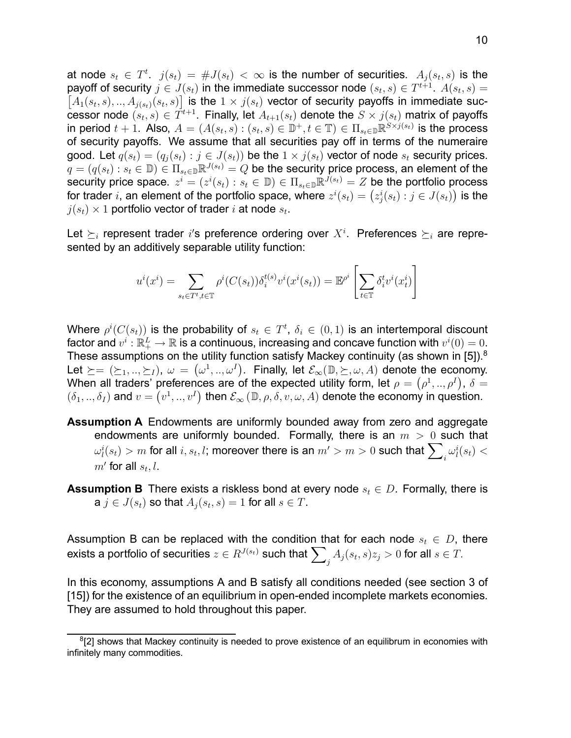at node $s_t \in T^t$. $j(s_t) = \#J(s_t) < \infty$ is the number of securities. $A_j(s_t, s)$ is the payoff of security $j \in J(s_t)$ in the immediate successor node $(s_t, s) \in T^{t+1}$. $A(s_t, s) = \left[A_1(s_t, s), .., A_{j(s_t)}(s_t, s)\right]$ is the $1 \times j(s_t)$ vector of security payoffs in immediate successor node $(s_t, s) \in T^{t+1}$. Finally, let $A_{t+1}(s_t)$ denote the $S \times j(s_t)$ matrix of payoffs in period $t+1$. Also, $A = (A(s_t, s) : (s_t, s) \in \mathbb{D}^+, t \in \mathbb{T}) \in \Pi_{s_t \in \mathbb{D}} \mathbb{R}^{S \times j(s_t)}$ is the process of security payoffs. We assume that all securities pay off in terms of the numeraire good. Let $q(s_t) = (q_j(s_t) : j \in J(s_t))$ be the $1 \times j(s_t)$ vector of node $s_t$ security prices. $q = (q(s_t) : s_t \in \mathbb{D}) \in \Pi_{s_t \in \mathbb{D}} \mathbb{R}^{J(s_t)} = Q$ be the security price process, an element of the security price space. $z^i = (z^i(s_t) : s_t \in \mathbb{D}) \in \Pi_{s_t \in \mathbb{D}} \mathbb{R}^{J(s_t)} = Z$ be the portfolio process for trader $i$, an element of the portfolio space, where $z^i(s_t) = \left(z^i_j(s_t) : j \in J(s_t)\right)$ is the $j(s_t) \times 1$ portfolio vector of trader $i$ at node $s_t$.

Let $\succeq_i$ represent trader $i$'s preference ordering over $X^i$. Preferences $\succeq_i$ are represented by an additively separable utility function:

$$u^i(x^i) = \sum_{s_t \in T^t, t \in \mathbb{T}} \rho^i(C(s_t)) \delta_i^{t(s)} v^i(x^i(s_t)) = \mathbb{E}^{\rho^i}\left[\sum_{t \in \mathbb{T}} \delta_i^t v^i(x^i_t)\right]$$

Where $\rho^i(C(s_t))$ is the probability of $s_t \in T^t$, $\delta_i \in (0,1)$ is an intertemporal discount factor and $v^i : \mathbb{R}^L_+ \to \mathbb{R}$ is a continuous, increasing and concave function with $v^i(0) = 0$. These assumptions on the utility function satisfy Mackey continuity (as shown in [5]).[8] Let $\succeq = (\succeq_1, .., \succeq_I)$, $\omega = \left(\omega^1, .., \omega^I\right)$. Finally, let $\mathcal{E}_\infty(\mathbb{D}, \succeq, \omega, A)$ denote the economy. When all traders' preferences are of the expected utility form, let $\rho = \left(\rho^1, .., \rho^I\right)$, $\delta = (\delta_1, .., \delta_I)$ and $v = \left(v^1, .., v^I\right)$ then $\mathcal{E}_\infty(\mathbb{D}, \rho, \delta, v, \omega, A)$ denote the economy in question.

**Assumption A** Endowments are uniformly bounded away from zero and aggregate endowments are uniformly bounded. Formally, there is an $m > 0$ such that $\omega^i_l(s_t) > m$ for all $i, s_t, l$; moreover there is an $m' > m > 0$ such that $\sum_i \omega^i_l(s_t) < m'$ for all $s_t, l$.

**Assumption B** There exists a riskless bond at every node $s_t \in D$. Formally, there is a $j \in J(s_t)$ so that $A_j(s_t, s) = 1$ for all $s \in T$.

Assumption B can be replaced with the condition that for each node $s_t \in D$, there exists a portfolio of securities $z \in R^{J(s_t)}$ such that $\sum_j A_j(s_t, s) z_j > 0$ for all $s \in T$.

In this economy, assumptions A and B satisfy all conditions needed (see section 3 of [15]) for the existence of an equilibrium in open-ended incomplete markets economies. They are assumed to hold throughout this paper.

[8] [2] shows that Mackey continuity is needed to prove existence of an equilibrum in economies with infinitely many commodities.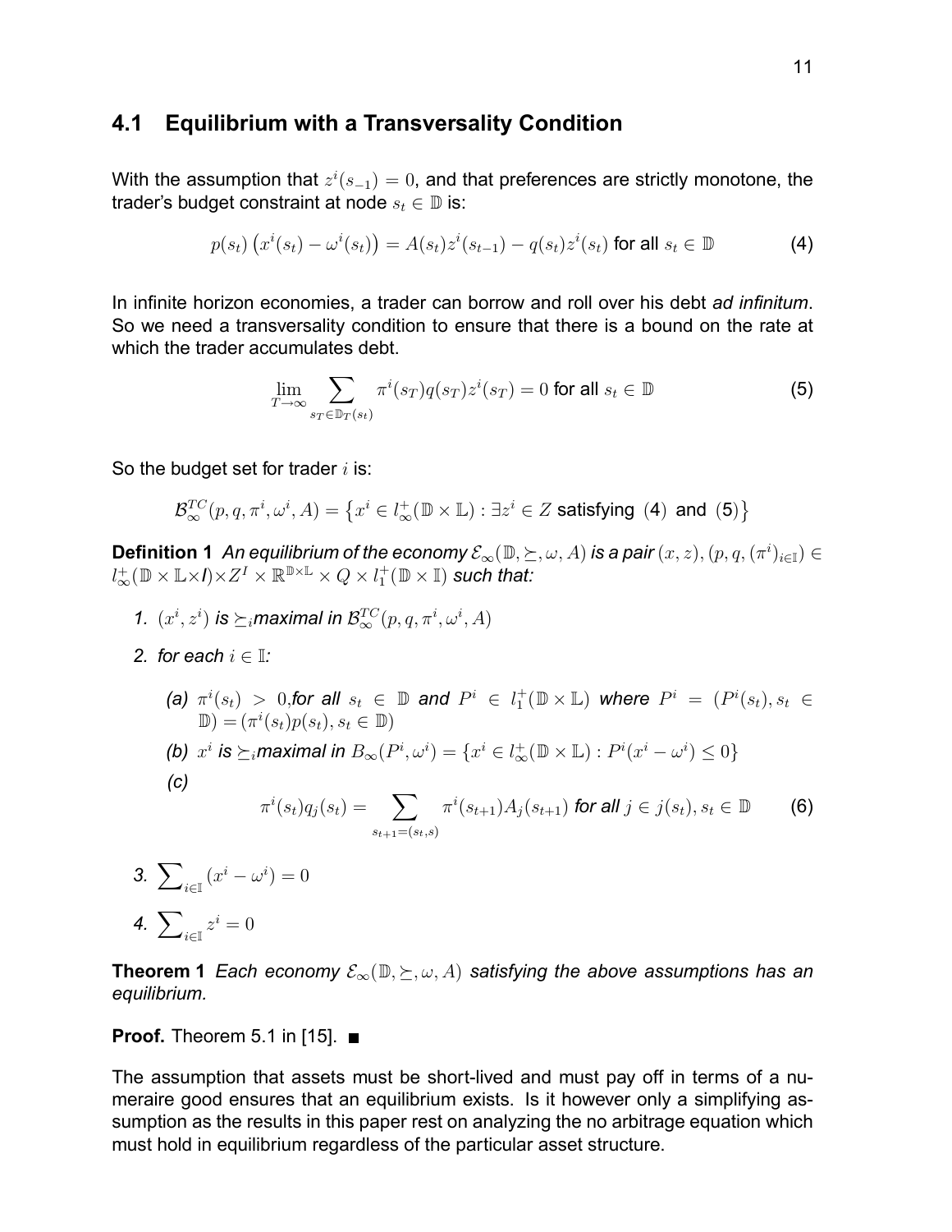### 4.1 Equilibrium with a Transversality Condition

With the assumption that $z^i(s_{-1}) = 0$, and that preferences are strictly monotone, the trader's budget constraint at node $s_t \in \mathbb{D}$ is:

$$p(s_t)\left(x^i(s_t) - \omega^i(s_t)\right) = A(s_t)z^i(s_{t-1}) - q(s_t)z^i(s_t) \text{ for all } s_t \in \mathbb{D} \tag{4}$$

In infinite horizon economies, a trader can borrow and roll over his debt *ad infinitum*. So we need a transversality condition to ensure that there is a bound on the rate at which the trader accumulates debt.

$$\lim_{T\to\infty} \sum_{s_T \in \mathbb{D}_T(s_t)} \pi^i(s_T) q(s_T) z^i(s_T) = 0 \text{ for all } s_t \in \mathbb{D} \tag{5}$$

So the budget set for trader $i$ is:

$$\mathcal{B}_\infty^{TC}(p, q, \pi^i, \omega^i, A) = \left\{x^i \in l_\infty^+(\mathbb{D} \times \mathbb{L}) : \exists z^i \in Z \text{ satisfying (4) and (5)}\right\}$$

**Definition 1** *An equilibrium of the economy $\mathcal{E}_\infty(\mathbb{D}, \succeq, \omega, A)$ is a pair $(x, z), (p, q, (\pi^i)_{i\in\mathbb{I}}) \in l_\infty^+(\mathbb{D} \times \mathbb{L} \times I) \times Z^I \times \mathbb{R}^{\mathbb{D}\times\mathbb{L}} \times Q \times l_1^+(\mathbb{D} \times \mathbb{I})$ such that:*

1. *$(x^i, z^i)$ is $\succeq_i$maximal in $\mathcal{B}_\infty^{TC}(p, q, \pi^i, \omega^i, A)$*
2. *for each $i \in \mathbb{I}$:*
   - *(a) $\pi^i(s_t) > 0$,for all $s_t \in \mathbb{D}$ and $P^i \in l_1^+(\mathbb{D} \times \mathbb{L})$ where $P^i = (P^i(s_t), s_t \in \mathbb{D}) = (\pi^i(s_t)p(s_t), s_t \in \mathbb{D})$*
   - *(b) $x^i$ is $\succeq_i$maximal in $B_\infty(P^i, \omega^i) = \{x^i \in l_\infty^+(\mathbb{D} \times \mathbb{L}) : P^i(x^i - \omega^i) \leq 0\}$*
   - *(c)*
   $$\pi^i(s_t)q_j(s_t) = \sum_{s_{t+1}=(s_t,s)} \pi^i(s_{t+1})A_j(s_{t+1}) \textit{ for all } j \in j(s_t), s_t \in \mathbb{D} \tag{6}$$
3. *$\sum_{i\in\mathbb{I}} (x^i - \omega^i) = 0$*
4. *$\sum_{i\in\mathbb{I}} z^i = 0$*

**Theorem 1** *Each economy $\mathcal{E}_\infty(\mathbb{D}, \succeq, \omega, A)$ satisfying the above assumptions has an equilibrium.*

**Proof.** Theorem 5.1 in [15]. ■

The assumption that assets must be short-lived and must pay off in terms of a numeraire good ensures that an equilibrium exists. Is it however only a simplifying assumption as the results in this paper rest on analyzing the no arbitrage equation which must hold in equilibrium regardless of the particular asset structure.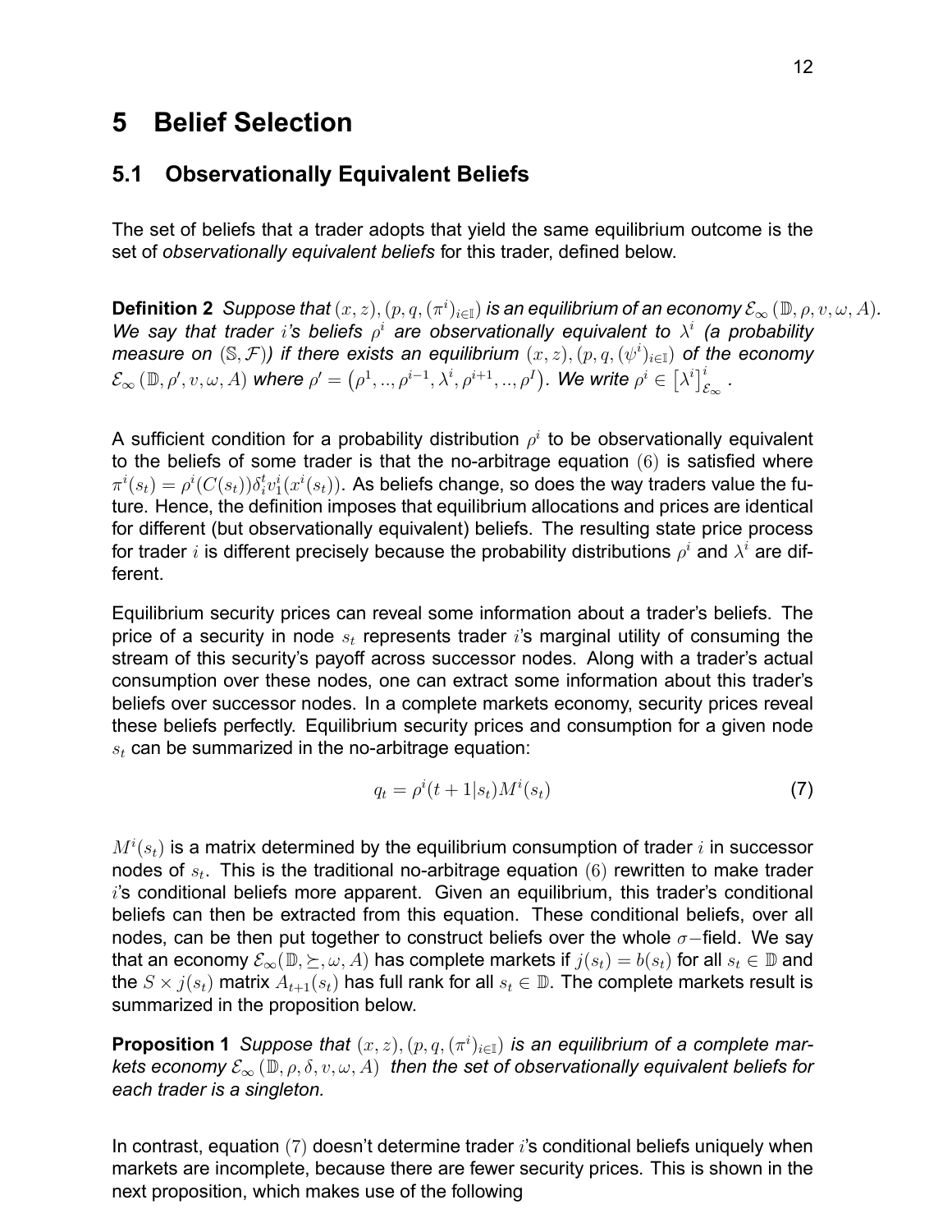# 5 Belief Selection

## 5.1 Observationally Equivalent Beliefs

The set of beliefs that a trader adopts that yield the same equilibrium outcome is the set of *observationally equivalent beliefs* for this trader, defined below.

**Definition 2** *Suppose that* $(x, z), (p, q, (\pi^i)_{i \in \mathbb{I}})$ *is an equilibrium of an economy* $\mathcal{E}_\infty(\mathbb{D}, \rho, v, \omega, A)$*. We say that trader* $i$*'s beliefs* $\rho^i$ *are observationally equivalent to* $\lambda^i$ *(a probability measure on* $(\mathbb{S}, \mathcal{F})$*) if there exists an equilibrium* $(x, z), (p, q, (\psi^i)_{i \in \mathbb{I}})$ *of the economy* $\mathcal{E}_\infty(\mathbb{D}, \rho', v, \omega, A)$ *where* $\rho' = (\rho^1, .., \rho^{i-1}, \lambda^i, \rho^{i+1}, .., \rho^I)$*. We write* $\rho^i \in [\lambda^i]^i_{\mathcal{E}_\infty}$*.*

A sufficient condition for a probability distribution $\rho^i$ to be observationally equivalent to the beliefs of some trader is that the no-arbitrage equation $(6)$ is satisfied where $\pi^i(s_t) = \rho^i(C(s_t))\delta_i^t v_1^i(x^i(s_t))$. As beliefs change, so does the way traders value the future. Hence, the definition imposes that equilibrium allocations and prices are identical for different (but observationally equivalent) beliefs. The resulting state price process for trader $i$ is different precisely because the probability distributions $\rho^i$ and $\lambda^i$ are different.

Equilibrium security prices can reveal some information about a trader's beliefs. The price of a security in node $s_t$ represents trader $i$'s marginal utility of consuming the stream of this security's payoff across successor nodes. Along with a trader's actual consumption over these nodes, one can extract some information about this trader's beliefs over successor nodes. In a complete markets economy, security prices reveal these beliefs perfectly. Equilibrium security prices and consumption for a given node $s_t$ can be summarized in the no-arbitrage equation:

$$q_t = \rho^i(t+1|s_t)M^i(s_t) \tag{7}$$

$M^i(s_t)$ is a matrix determined by the equilibrium consumption of trader $i$ in successor nodes of $s_t$. This is the traditional no-arbitrage equation $(6)$ rewritten to make trader $i$'s conditional beliefs more apparent. Given an equilibrium, this trader's conditional beliefs can then be extracted from this equation. These conditional beliefs, over all nodes, can be then put together to construct beliefs over the whole $\sigma-$field. We say that an economy $\mathcal{E}_\infty(\mathbb{D}, \succeq, \omega, A)$ has complete markets if $j(s_t) = b(s_t)$ for all $s_t \in \mathbb{D}$ and the $S \times j(s_t)$ matrix $A_{t+1}(s_t)$ has full rank for all $s_t \in \mathbb{D}$. The complete markets result is summarized in the proposition below.

**Proposition 1** *Suppose that* $(x, z), (p, q, (\pi^i)_{i \in \mathbb{I}})$ *is an equilibrium of a complete markets economy* $\mathcal{E}_\infty(\mathbb{D}, \rho, \delta, v, \omega, A)$ *then the set of observationally equivalent beliefs for each trader is a singleton.*

In contrast, equation $(7)$ doesn't determine trader $i$'s conditional beliefs uniquely when markets are incomplete, because there are fewer security prices. This is shown in the next proposition, which makes use of the following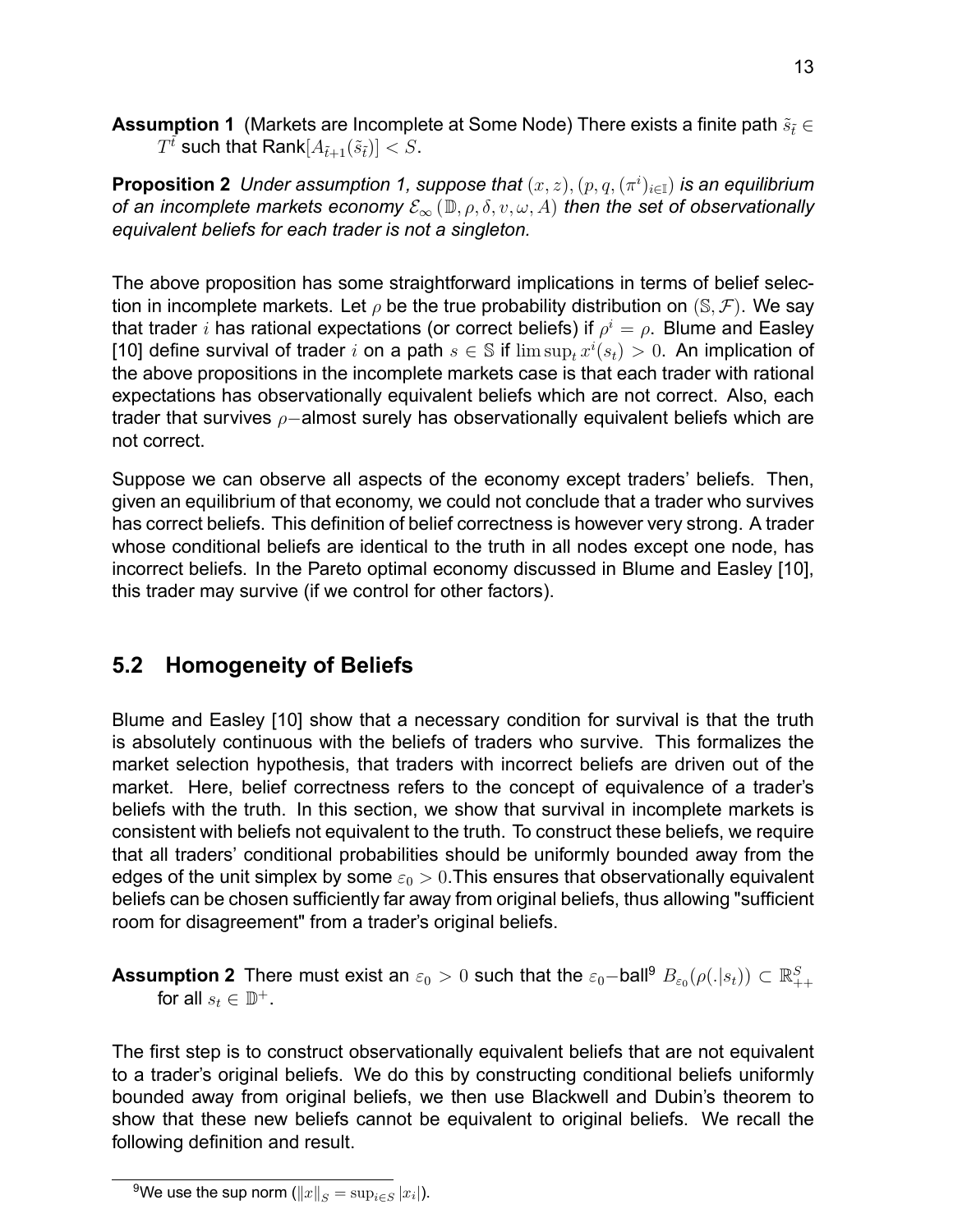**Assumption 1** (Markets are Incomplete at Some Node) There exists a finite path $\tilde{s}_{\tilde{t}} \in T^{\tilde{t}}$ such that Rank$[A_{\tilde{t}+1}(\tilde{s}_{\tilde{t}})] < S$.

**Proposition 2** *Under assumption 1, suppose that* $(x, z), (p, q, (\pi^i)_{i \in \mathbb{I}})$ *is an equilibrium of an incomplete markets economy* $\mathcal{E}_\infty(\mathbb{D}, \rho, \delta, v, \omega, A)$ *then the set of observationally equivalent beliefs for each trader is not a singleton.*

The above proposition has some straightforward implications in terms of belief selection in incomplete markets. Let $\rho$ be the true probability distribution on $(\mathbb{S}, \mathcal{F})$. We say that trader $i$ has rational expectations (or correct beliefs) if $\rho^i = \rho$. Blume and Easley [10] define survival of trader $i$ on a path $s \in \mathbb{S}$ if $\limsup_t x^i(s_t) > 0$. An implication of the above propositions in the incomplete markets case is that each trader with rational expectations has observationally equivalent beliefs which are not correct. Also, each trader that survives $\rho-$almost surely has observationally equivalent beliefs which are not correct.

Suppose we can observe all aspects of the economy except traders' beliefs. Then, given an equilibrium of that economy, we could not conclude that a trader who survives has correct beliefs. This definition of belief correctness is however very strong. A trader whose conditional beliefs are identical to the truth in all nodes except one node, has incorrect beliefs. In the Pareto optimal economy discussed in Blume and Easley [10], this trader may survive (if we control for other factors).

## 5.2 Homogeneity of Beliefs

Blume and Easley [10] show that a necessary condition for survival is that the truth is absolutely continuous with the beliefs of traders who survive. This formalizes the market selection hypothesis, that traders with incorrect beliefs are driven out of the market. Here, belief correctness refers to the concept of equivalence of a trader's beliefs with the truth. In this section, we show that survival in incomplete markets is consistent with beliefs not equivalent to the truth. To construct these beliefs, we require that all traders' conditional probabilities should be uniformly bounded away from the edges of the unit simplex by some $\varepsilon_0 > 0$.This ensures that observationally equivalent beliefs can be chosen sufficiently far away from original beliefs, thus allowing "sufficient room for disagreement" from a trader's original beliefs.

**Assumption 2** There must exist an $\varepsilon_0 > 0$ such that the $\varepsilon_0-$ball[9] $B_{\varepsilon_0}(\rho(.|s_t)) \subset \mathbb{R}^S_{++}$ for all $s_t \in \mathbb{D}^+$.

The first step is to construct observationally equivalent beliefs that are not equivalent to a trader's original beliefs. We do this by constructing conditional beliefs uniformly bounded away from original beliefs, we then use Blackwell and Dubin's theorem to show that these new beliefs cannot be equivalent to original beliefs. We recall the following definition and result.

[9] We use the sup norm ($\|x\|_S = \sup_{i \in S} |x_i|$).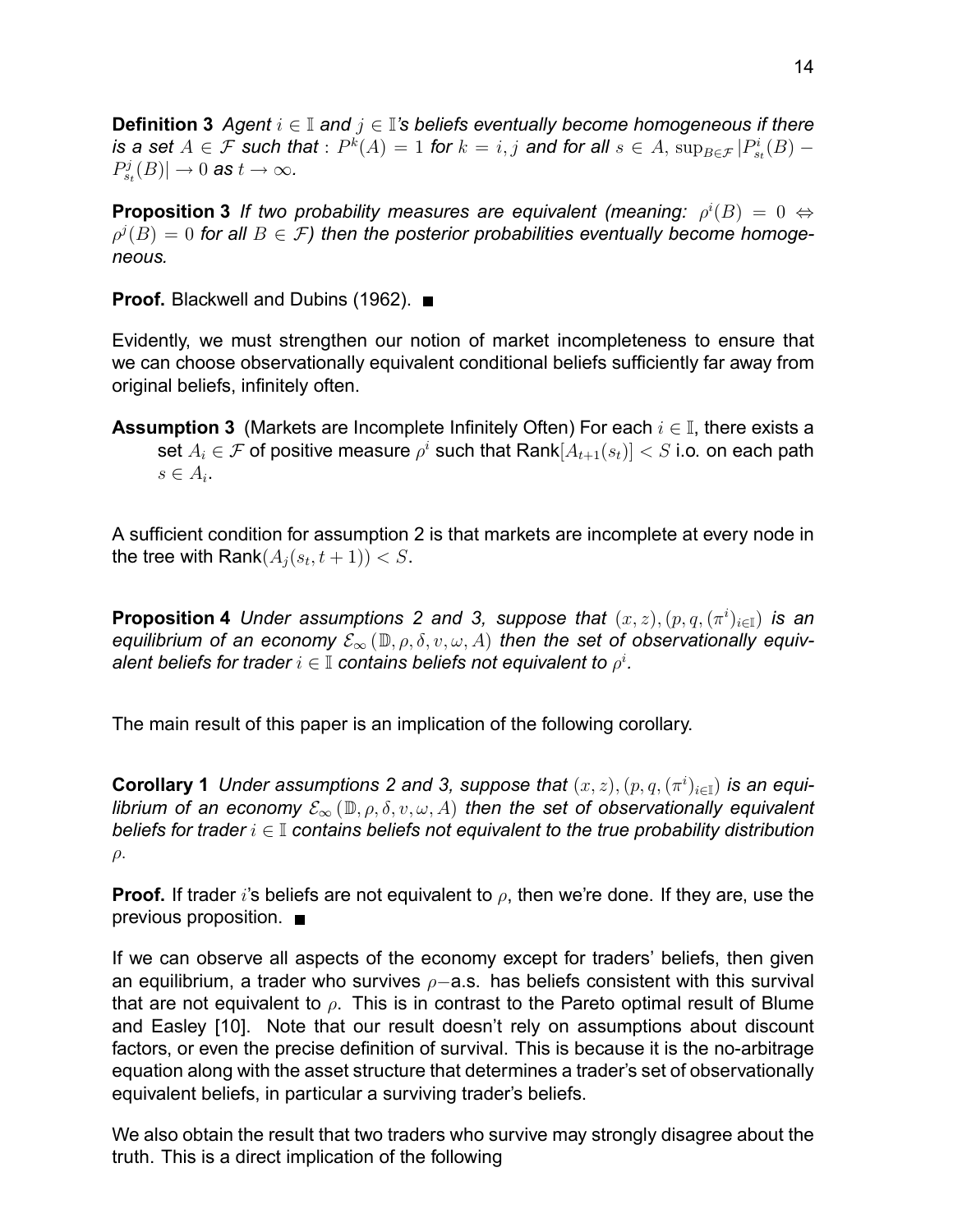**Definition 3** *Agent $i \in \mathbb{I}$ and $j \in \mathbb{I}$'s beliefs eventually become homogeneous if there is a set $A \in \mathcal{F}$ such that : $P^k(A) = 1$ for $k = i, j$ and for all $s \in A$, $\sup_{B \in \mathcal{F}} |P^i_{s_t}(B) - P^j_{s_t}(B)| \to 0$ as $t \to \infty$.*

**Proposition 3** *If two probability measures are equivalent (meaning: $\rho^i(B) = 0 \Leftrightarrow \rho^j(B) = 0$ for all $B \in \mathcal{F}$) then the posterior probabilities eventually become homogeneous.*

**Proof.** Blackwell and Dubins (1962). ■

Evidently, we must strengthen our notion of market incompleteness to ensure that we can choose observationally equivalent conditional beliefs sufficiently far away from original beliefs, infinitely often.

**Assumption 3** (Markets are Incomplete Infinitely Often) For each $i \in \mathbb{I}$, there exists a set $A_i \in \mathcal{F}$ of positive measure $\rho^i$ such that Rank$[A_{t+1}(s_t)] < S$ i.o. on each path $s \in A_i$.

A sufficient condition for assumption 2 is that markets are incomplete at every node in the tree with Rank$(A_j(s_t, t+1)) < S$.

**Proposition 4** *Under assumptions 2 and 3, suppose that $(x, z), (p, q, (\pi^i)_{i \in \mathbb{I}})$ is an equilibrium of an economy $\mathcal{E}_\infty(\mathbb{D}, \rho, \delta, v, \omega, A)$ then the set of observationally equivalent beliefs for trader $i \in \mathbb{I}$ contains beliefs not equivalent to $\rho^i$.*

The main result of this paper is an implication of the following corollary.

**Corollary 1** *Under assumptions 2 and 3, suppose that $(x, z), (p, q, (\pi^i)_{i \in \mathbb{I}})$ is an equilibrium of an economy $\mathcal{E}_\infty(\mathbb{D}, \rho, \delta, v, \omega, A)$ then the set of observationally equivalent beliefs for trader $i \in \mathbb{I}$ contains beliefs not equivalent to the true probability distribution $\rho$.*

**Proof.** If trader $i$'s beliefs are not equivalent to $\rho$, then we're done. If they are, use the previous proposition. ■

If we can observe all aspects of the economy except for traders' beliefs, then given an equilibrium, a trader who survives $\rho-$a.s. has beliefs consistent with this survival that are not equivalent to $\rho$. This is in contrast to the Pareto optimal result of Blume and Easley [10]. Note that our result doesn't rely on assumptions about discount factors, or even the precise definition of survival. This is because it is the no-arbitrage equation along with the asset structure that determines a trader's set of observationally equivalent beliefs, in particular a surviving trader's beliefs.

We also obtain the result that two traders who survive may strongly disagree about the truth. This is a direct implication of the following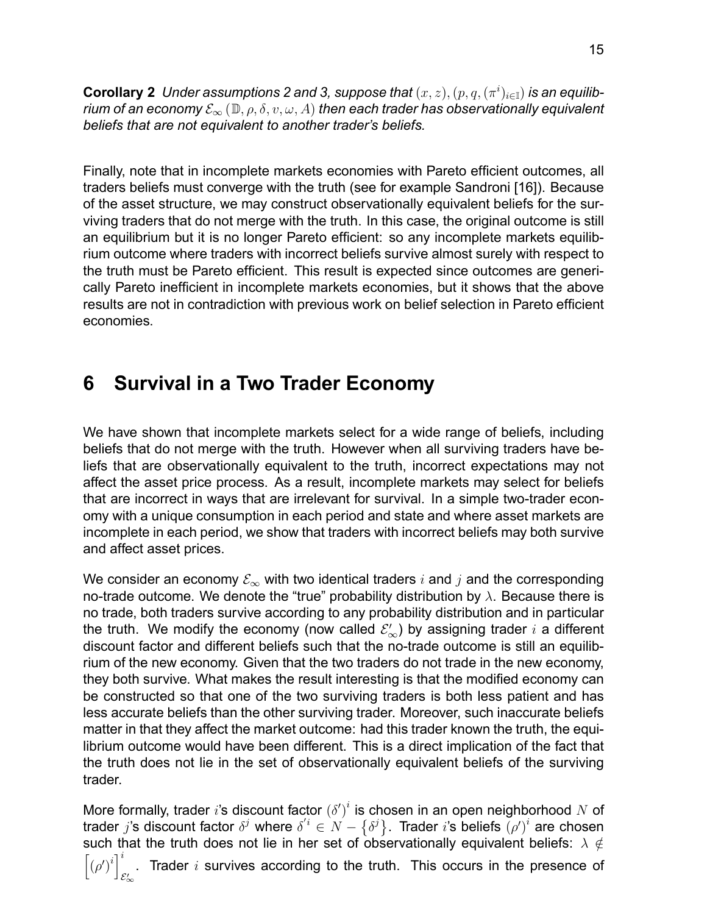**Corollary 2** *Under assumptions 2 and 3, suppose that $(x, z), (p, q, (\pi^i)_{i \in \mathbb{I}})$ is an equilibrium of an economy $\mathcal{E}_\infty(\mathbb{D}, \rho, \delta, v, \omega, A)$ then each trader has observationally equivalent beliefs that are not equivalent to another trader's beliefs.*

Finally, note that in incomplete markets economies with Pareto efficient outcomes, all traders beliefs must converge with the truth (see for example Sandroni [16]). Because of the asset structure, we may construct observationally equivalent beliefs for the surviving traders that do not merge with the truth. In this case, the original outcome is still an equilibrium but it is no longer Pareto efficient: so any incomplete markets equilibrium outcome where traders with incorrect beliefs survive almost surely with respect to the truth must be Pareto efficient. This result is expected since outcomes are generically Pareto inefficient in incomplete markets economies, but it shows that the above results are not in contradiction with previous work on belief selection in Pareto efficient economies.

# 6 Survival in a Two Trader Economy

We have shown that incomplete markets select for a wide range of beliefs, including beliefs that do not merge with the truth. However when all surviving traders have beliefs that are observationally equivalent to the truth, incorrect expectations may not affect the asset price process. As a result, incomplete markets may select for beliefs that are incorrect in ways that are irrelevant for survival. In a simple two-trader economy with a unique consumption in each period and state and where asset markets are incomplete in each period, we show that traders with incorrect beliefs may both survive and affect asset prices.

We consider an economy $\mathcal{E}_\infty$ with two identical traders $i$ and $j$ and the corresponding no-trade outcome. We denote the "true" probability distribution by $\lambda$. Because there is no trade, both traders survive according to any probability distribution and in particular the truth. We modify the economy (now called $\mathcal{E}'_\infty$) by assigning trader $i$ a different discount factor and different beliefs such that the no-trade outcome is still an equilibrium of the new economy. Given that the two traders do not trade in the new economy, they both survive. What makes the result interesting is that the modified economy can be constructed so that one of the two surviving traders is both less patient and has less accurate beliefs than the other surviving trader. Moreover, such inaccurate beliefs matter in that they affect the market outcome: had this trader known the truth, the equilibrium outcome would have been different. This is a direct implication of the fact that the truth does not lie in the set of observationally equivalent beliefs of the surviving trader.

More formally, trader $i$'s discount factor $(\delta')^i$ is chosen in an open neighborhood $N$ of trader $j$'s discount factor $\delta^j$ where $\delta'^i \in N - \{\delta^j\}$. Trader $i$'s beliefs $(\rho')^i$ are chosen such that the truth does not lie in her set of observationally equivalent beliefs: $\lambda \notin \left[(\rho')^i\right]^i_{\mathcal{E}'_\infty}$. Trader $i$ survives according to the truth. This occurs in the presence of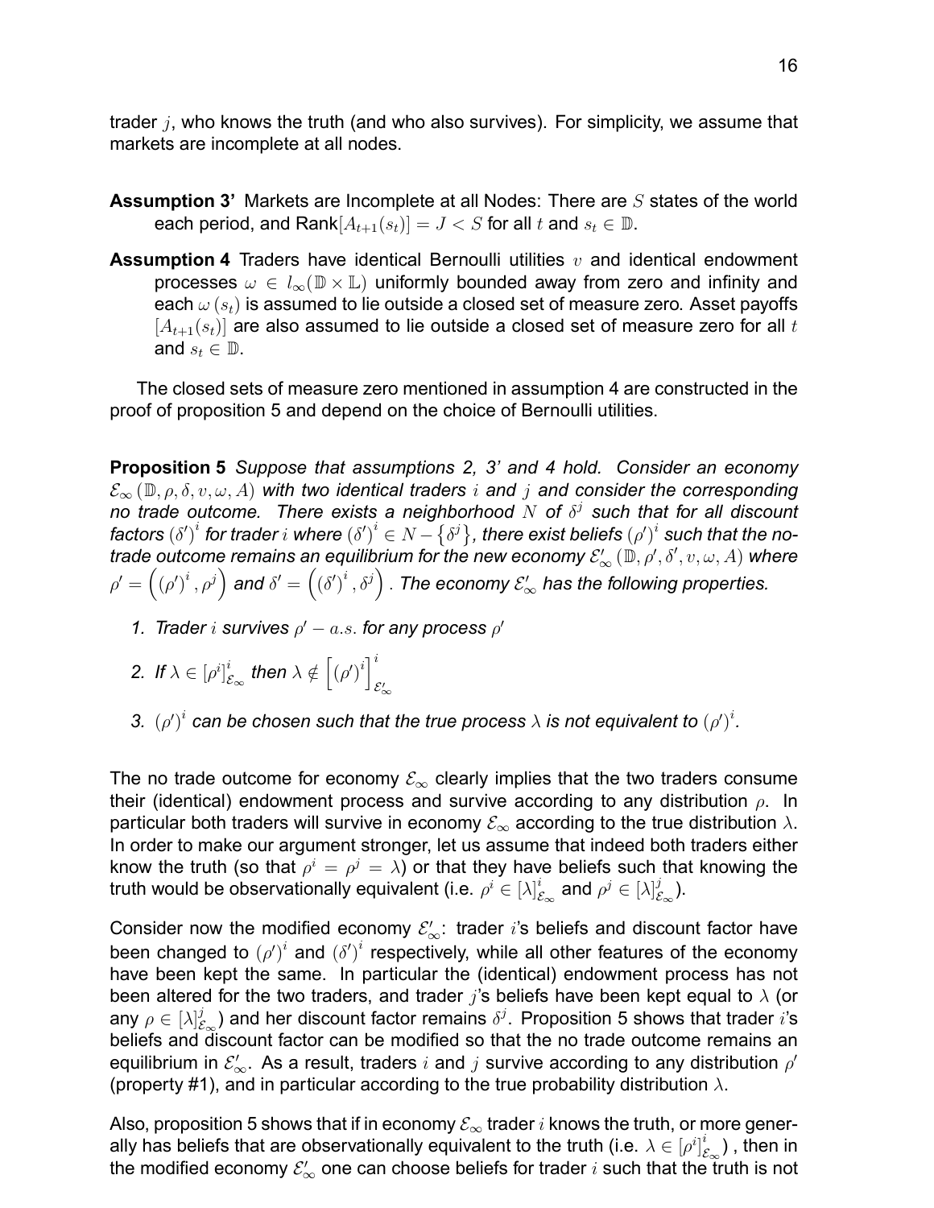trader $j$, who knows the truth (and who also survives). For simplicity, we assume that markets are incomplete at all nodes.

**Assumption 3'** Markets are Incomplete at all Nodes: There are $S$ states of the world each period, and $\text{Rank}[A_{t+1}(s_t)] = J < S$ for all $t$ and $s_t \in \mathbb{D}$.

**Assumption 4** Traders have identical Bernoulli utilities $v$ and identical endowment processes $\omega \in l_\infty(\mathbb{D} \times \mathbb{L})$ uniformly bounded away from zero and infinity and each $\omega(s_t)$ is assumed to lie outside a closed set of measure zero. Asset payoffs $[A_{t+1}(s_t)]$ are also assumed to lie outside a closed set of measure zero for all $t$ and $s_t \in \mathbb{D}$.

The closed sets of measure zero mentioned in assumption 4 are constructed in the proof of proposition 5 and depend on the choice of Bernoulli utilities.

**Proposition 5** *Suppose that assumptions 2, 3' and 4 hold. Consider an economy $\mathcal{E}_\infty(\mathbb{D}, \rho, \delta, v, \omega, A)$ with two identical traders $i$ and $j$ and consider the corresponding no trade outcome. There exists a neighborhood $N$ of $\delta^j$ such that for all discount factors $(\delta')^i$ for trader $i$ where $(\delta')^i \in N - \{\delta^j\}$, there exist beliefs $(\rho')^i$ such that the no-trade outcome remains an equilibrium for the new economy $\mathcal{E}'_\infty(\mathbb{D}, \rho', \delta', v, \omega, A)$ where $\rho' = \left((\rho')^i, \rho^j\right)$ and $\delta' = \left((\delta')^i, \delta^j\right)$. The economy $\mathcal{E}'_\infty$ has the following properties.*

1. *Trader $i$ survives $\rho' - a.s.$ for any process $\rho'$*
2. *If $\lambda \in [\rho^i]^i_{\mathcal{E}_\infty}$ then $\lambda \notin \left[(\rho')^i\right]^i_{\mathcal{E}'_\infty}$*
3. *$(\rho')^i$ can be chosen such that the true process $\lambda$ is not equivalent to $(\rho')^i$.*

The no trade outcome for economy $\mathcal{E}_\infty$ clearly implies that the two traders consume their (identical) endowment process and survive according to any distribution $\rho$. In particular both traders will survive in economy $\mathcal{E}_\infty$ according to the true distribution $\lambda$. In order to make our argument stronger, let us assume that indeed both traders either know the truth (so that $\rho^i = \rho^j = \lambda$) or that they have beliefs such that knowing the truth would be observationally equivalent (i.e. $\rho^i \in [\lambda]^i_{\mathcal{E}_\infty}$ and $\rho^j \in [\lambda]^j_{\mathcal{E}_\infty}$).

Consider now the modified economy $\mathcal{E}'_\infty$: trader $i$'s beliefs and discount factor have been changed to $(\rho')^i$ and $(\delta')^i$ respectively, while all other features of the economy have been kept the same. In particular the (identical) endowment process has not been altered for the two traders, and trader $j$'s beliefs have been kept equal to $\lambda$ (or any $\rho \in [\lambda]^j_{\mathcal{E}_\infty}$) and her discount factor remains $\delta^j$. Proposition 5 shows that trader $i$'s beliefs and discount factor can be modified so that the no trade outcome remains an equilibrium in $\mathcal{E}'_\infty$. As a result, traders $i$ and $j$ survive according to any distribution $\rho'$ (property #1), and in particular according to the true probability distribution $\lambda$.

Also, proposition 5 shows that if in economy $\mathcal{E}_\infty$ trader $i$ knows the truth, or more generally has beliefs that are observationally equivalent to the truth (i.e. $\lambda \in [\rho^i]^i_{\mathcal{E}_\infty}$) , then in the modified economy $\mathcal{E}'_\infty$ one can choose beliefs for trader $i$ such that the truth is not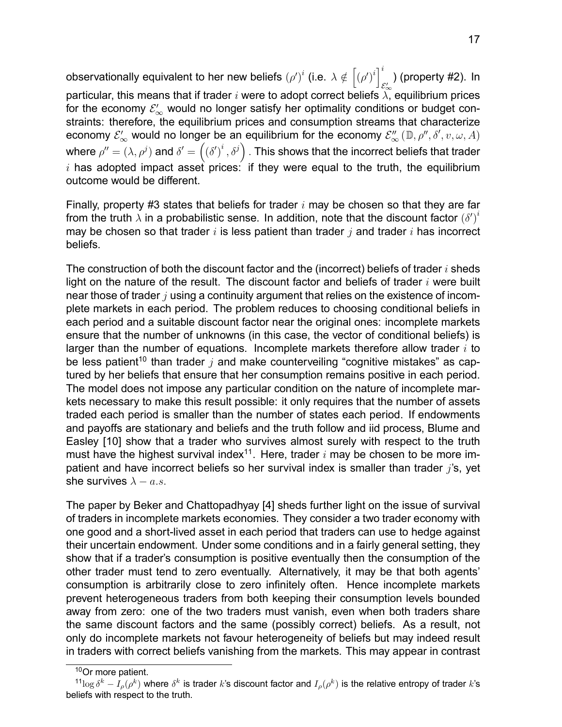observationally equivalent to her new beliefs $(\rho')^i$ (i.e. $\lambda \notin \left[(\rho')^i\right]^i_{\mathcal{E}'_\infty}$) (property #2). In particular, this means that if trader $i$ were to adopt correct beliefs $\lambda$, equilibrium prices for the economy $\mathcal{E}'_\infty$ would no longer satisfy her optimality conditions or budget constraints: therefore, the equilibrium prices and consumption streams that characterize economy $\mathcal{E}'_\infty$ would no longer be an equilibrium for the economy $\mathcal{E}''_\infty(\mathbb{D}, \rho'', \delta', v, \omega, A)$ where $\rho'' = (\lambda, \rho^j)$ and $\delta' = \left((\delta')^i, \delta^j\right)$. This shows that the incorrect beliefs that trader $i$ has adopted impact asset prices: if they were equal to the truth, the equilibrium outcome would be different.

Finally, property #3 states that beliefs for trader $i$ may be chosen so that they are far from the truth $\lambda$ in a probabilistic sense. In addition, note that the discount factor $(\delta')^i$ may be chosen so that trader $i$ is less patient than trader $j$ and trader $i$ has incorrect beliefs.

The construction of both the discount factor and the (incorrect) beliefs of trader $i$ sheds light on the nature of the result. The discount factor and beliefs of trader $i$ were built near those of trader $j$ using a continuity argument that relies on the existence of incomplete markets in each period. The problem reduces to choosing conditional beliefs in each period and a suitable discount factor near the original ones: incomplete markets ensure that the number of unknowns (in this case, the vector of conditional beliefs) is larger than the number of equations. Incomplete markets therefore allow trader $i$ to be less patient[10] than trader $j$ and make counterveiling "cognitive mistakes" as captured by her beliefs that ensure that her consumption remains positive in each period. The model does not impose any particular condition on the nature of incomplete markets necessary to make this result possible: it only requires that the number of assets traded each period is smaller than the number of states each period. If endowments and payoffs are stationary and beliefs and the truth follow and iid process, Blume and Easley [10] show that a trader who survives almost surely with respect to the truth must have the highest survival index[11]. Here, trader $i$ may be chosen to be more impatient and have incorrect beliefs so her survival index is smaller than trader $j$'s, yet she survives $\lambda - a.s.$

The paper by Beker and Chattopadhyay [4] sheds further light on the issue of survival of traders in incomplete markets economies. They consider a two trader economy with one good and a short-lived asset in each period that traders can use to hedge against their uncertain endowment. Under some conditions and in a fairly general setting, they show that if a trader's consumption is positive eventually then the consumption of the other trader must tend to zero eventually. Alternatively, it may be that both agents' consumption is arbitrarily close to zero infinitely often. Hence incomplete markets prevent heterogeneous traders from both keeping their consumption levels bounded away from zero: one of the two traders must vanish, even when both traders share the same discount factors and the same (possibly correct) beliefs. As a result, not only do incomplete markets not favour heterogeneity of beliefs but may indeed result in traders with correct beliefs vanishing from the markets. This may appear in contrast

[10] Or more patient.

[11] $\log \delta^k - I_\rho(\rho^k)$ where $\delta^k$ is trader $k$'s discount factor and $I_\rho(\rho^k)$ is the relative entropy of trader $k$'s beliefs with respect to the truth.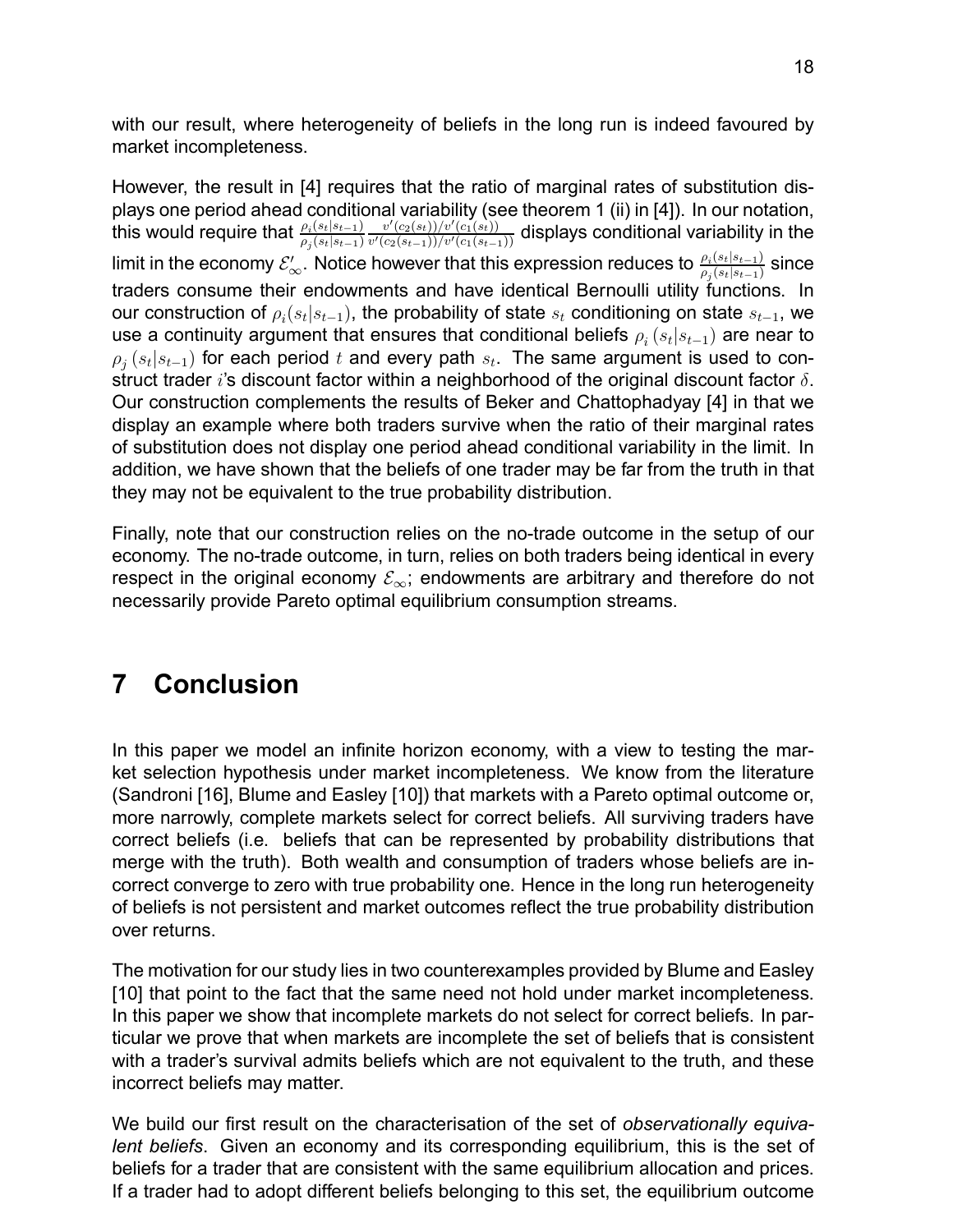with our result, where heterogeneity of beliefs in the long run is indeed favoured by market incompleteness.

However, the result in [4] requires that the ratio of marginal rates of substitution displays one period ahead conditional variability (see theorem 1 (ii) in [4]). In our notation, this would require that $\frac{\rho_i(s_t|s_{t-1})}{\rho_j(s_t|s_{t-1})} \frac{v'(c_2(s_t))/v'(c_1(s_t))}{v'(c_2(s_{t-1}))/v'(c_1(s_{t-1}))}$ displays conditional variability in the limit in the economy $\mathcal{E}'_\infty$. Notice however that this expression reduces to $\frac{\rho_i(s_t|s_{t-1})}{\rho_j(s_t|s_{t-1})}$ since traders consume their endowments and have identical Bernoulli utility functions. In our construction of $\rho_i(s_t|s_{t-1})$, the probability of state $s_t$ conditioning on state $s_{t-1}$, we use a continuity argument that ensures that conditional beliefs $\rho_i(s_t|s_{t-1})$ are near to $\rho_j(s_t|s_{t-1})$ for each period $t$ and every path $s_t$. The same argument is used to construct trader $i$'s discount factor within a neighborhood of the original discount factor $\delta$. Our construction complements the results of Beker and Chattophadyay [4] in that we display an example where both traders survive when the ratio of their marginal rates of substitution does not display one period ahead conditional variability in the limit. In addition, we have shown that the beliefs of one trader may be far from the truth in that they may not be equivalent to the true probability distribution.

Finally, note that our construction relies on the no-trade outcome in the setup of our economy. The no-trade outcome, in turn, relies on both traders being identical in every respect in the original economy $\mathcal{E}_\infty$; endowments are arbitrary and therefore do not necessarily provide Pareto optimal equilibrium consumption streams.

# 7 Conclusion

In this paper we model an infinite horizon economy, with a view to testing the market selection hypothesis under market incompleteness. We know from the literature (Sandroni [16], Blume and Easley [10]) that markets with a Pareto optimal outcome or, more narrowly, complete markets select for correct beliefs. All surviving traders have correct beliefs (i.e. beliefs that can be represented by probability distributions that merge with the truth). Both wealth and consumption of traders whose beliefs are incorrect converge to zero with true probability one. Hence in the long run heterogeneity of beliefs is not persistent and market outcomes reflect the true probability distribution over returns.

The motivation for our study lies in two counterexamples provided by Blume and Easley [10] that point to the fact that the same need not hold under market incompleteness. In this paper we show that incomplete markets do not select for correct beliefs. In particular we prove that when markets are incomplete the set of beliefs that is consistent with a trader's survival admits beliefs which are not equivalent to the truth, and these incorrect beliefs may matter.

We build our first result on the characterisation of the set of *observationally equivalent beliefs*. Given an economy and its corresponding equilibrium, this is the set of beliefs for a trader that are consistent with the same equilibrium allocation and prices. If a trader had to adopt different beliefs belonging to this set, the equilibrium outcome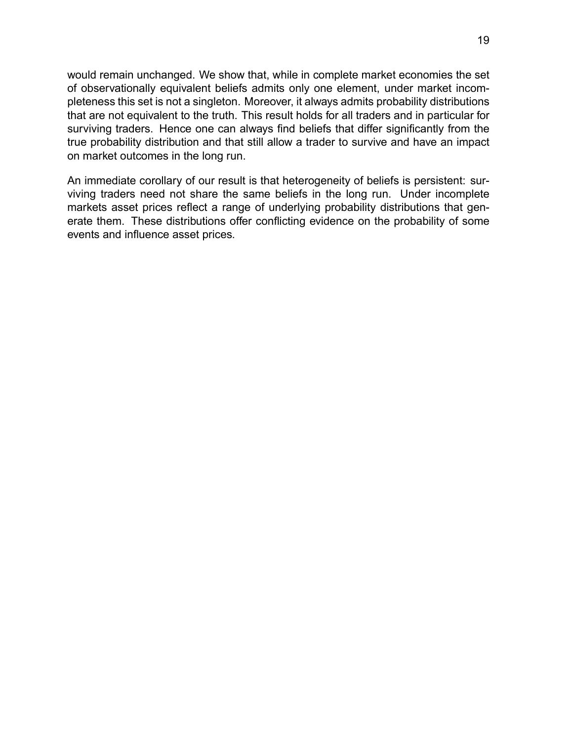would remain unchanged. We show that, while in complete market economies the set of observationally equivalent beliefs admits only one element, under market incompleteness this set is not a singleton. Moreover, it always admits probability distributions that are not equivalent to the truth. This result holds for all traders and in particular for surviving traders. Hence one can always find beliefs that differ significantly from the true probability distribution and that still allow a trader to survive and have an impact on market outcomes in the long run.

An immediate corollary of our result is that heterogeneity of beliefs is persistent: surviving traders need not share the same beliefs in the long run. Under incomplete markets asset prices reflect a range of underlying probability distributions that generate them. These distributions offer conflicting evidence on the probability of some events and influence asset prices.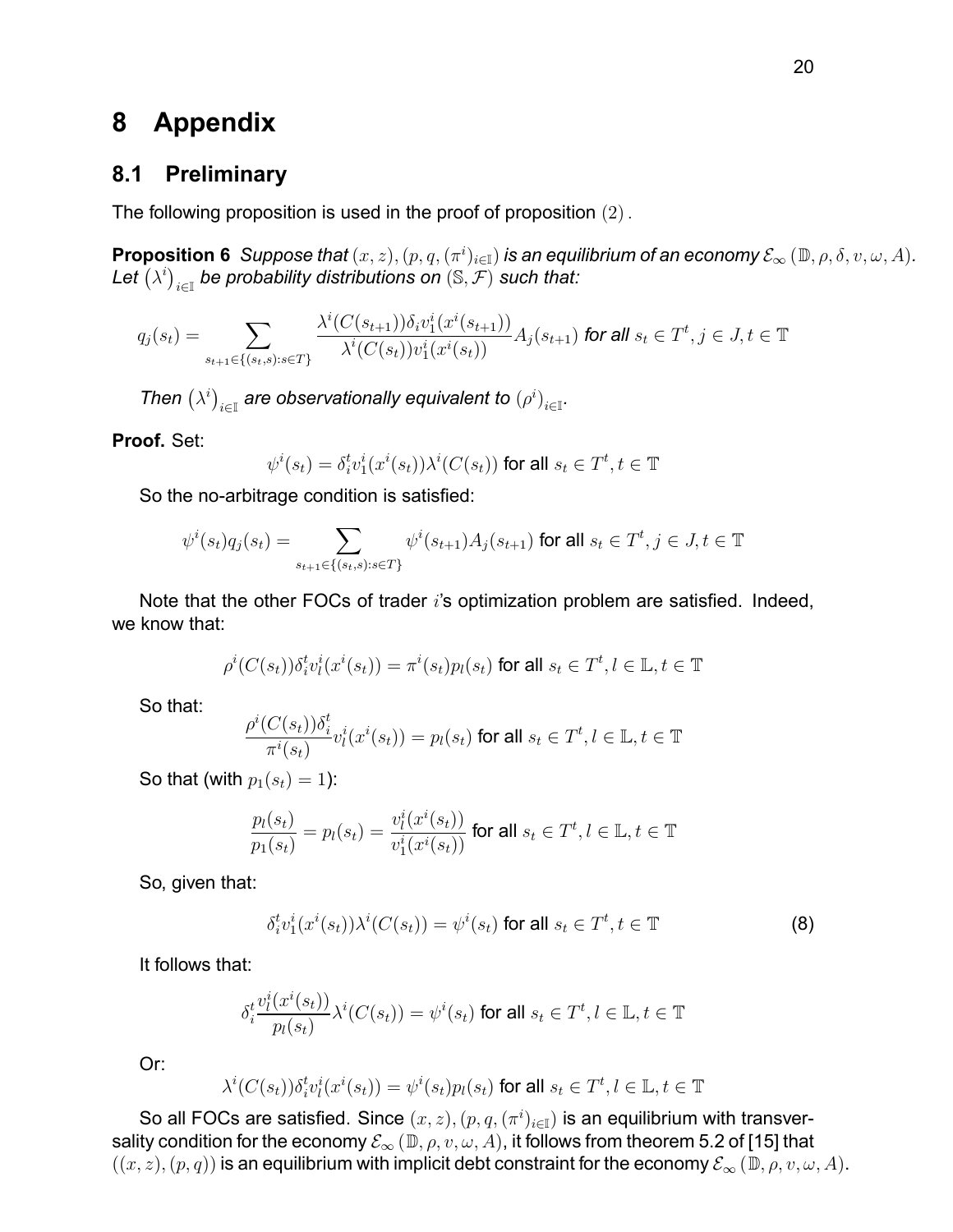# 8 Appendix

## 8.1 Preliminary

The following proposition is used in the proof of proposition $(2)$.

**Proposition 6** *Suppose that $(x, z), (p, q, (\pi^i)_{i\in\mathbb{I}})$ is an equilibrium of an economy $\mathcal{E}_\infty(\mathbb{D}, \rho, \delta, v, \omega, A)$. Let $(\lambda^i)_{i\in\mathbb{I}}$ be probability distributions on $(\mathbb{S}, \mathcal{F})$ such that:*

$$q_j(s_t) = \sum_{s_{t+1}\in\{(s_t,s):s\in T\}} \frac{\lambda^i(C(s_{t+1}))\delta_i v_1^i(x^i(s_{t+1}))}{\lambda^i(C(s_t))v_1^i(x^i(s_t))} A_j(s_{t+1}) \text{ for all } s_t \in T^t, j \in J, t \in \mathbb{T}$$

*Then $(\lambda^i)_{i\in\mathbb{I}}$ are observationally equivalent to $(\rho^i)_{i\in\mathbb{I}}$.*

**Proof.** Set:

$$\psi^i(s_t) = \delta_i^t v_1^i(x^i(s_t))\lambda^i(C(s_t)) \text{ for all } s_t \in T^t, t \in \mathbb{T}$$

So the no-arbitrage condition is satisfied:

$$\psi^i(s_t)q_j(s_t) = \sum_{s_{t+1}\in\{(s_t,s):s\in T\}} \psi^i(s_{t+1})A_j(s_{t+1}) \text{ for all } s_t \in T^t, j \in J, t \in \mathbb{T}$$

Note that the other FOCs of trader $i$'s optimization problem are satisfied. Indeed, we know that:

$$\rho^i(C(s_t))\delta_i^t v_l^i(x^i(s_t)) = \pi^i(s_t)p_l(s_t) \text{ for all } s_t \in T^t, l \in \mathbb{L}, t \in \mathbb{T}$$

So that:

$$\frac{\rho^i(C(s_t))\delta_i^t}{\pi^i(s_t)} v_l^i(x^i(s_t)) = p_l(s_t) \text{ for all } s_t \in T^t, l \in \mathbb{L}, t \in \mathbb{T}$$

So that (with $p_1(s_t) = 1$):

$$\frac{p_l(s_t)}{p_1(s_t)} = p_l(s_t) = \frac{v_l^i(x^i(s_t))}{v_1^i(x^i(s_t))} \text{ for all } s_t \in T^t, l \in \mathbb{L}, t \in \mathbb{T}$$

So, given that:

$$\delta_i^t v_1^i(x^i(s_t))\lambda^i(C(s_t)) = \psi^i(s_t) \text{ for all } s_t \in T^t, t \in \mathbb{T} \tag{8}$$

It follows that:

$$\delta_i^t \frac{v_l^i(x^i(s_t))}{p_l(s_t)} \lambda^i(C(s_t)) = \psi^i(s_t) \text{ for all } s_t \in T^t, l \in \mathbb{L}, t \in \mathbb{T}$$

Or:

$$\lambda^i(C(s_t))\delta_i^t v_l^i(x^i(s_t)) = \psi^i(s_t)p_l(s_t) \text{ for all } s_t \in T^t, l \in \mathbb{L}, t \in \mathbb{T}$$

So all FOCs are satisfied. Since $(x, z), (p, q, (\pi^i)_{i\in\mathbb{I}})$ is an equilibrium with transversality condition for the economy $\mathcal{E}_\infty(\mathbb{D}, \rho, v, \omega, A)$, it follows from theorem 5.2 of [15] that $((x, z), (p, q))$ is an equilibrium with implicit debt constraint for the economy $\mathcal{E}_\infty(\mathbb{D}, \rho, v, \omega, A)$.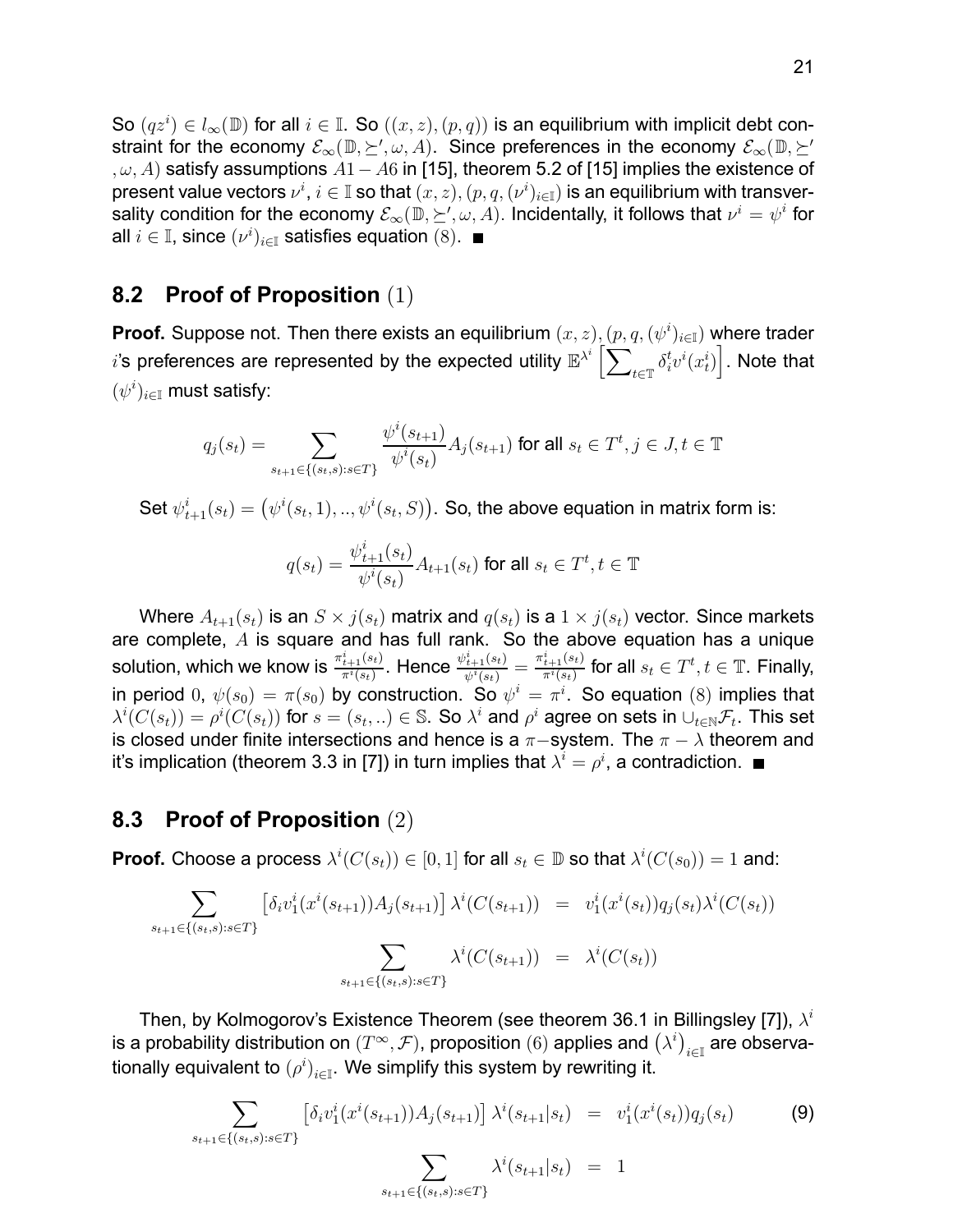So $(qz^i) \in l_\infty(\mathbb{D})$ for all $i \in \mathbb{I}$. So $((x,z),(p,q))$ is an equilibrium with implicit debt constraint for the economy $\mathcal{E}_\infty(\mathbb{D}, \succeq', \omega, A)$. Since preferences in the economy $\mathcal{E}_\infty(\mathbb{D}, \succeq', \omega, A)$ satisfy assumptions $A1 - A6$ in [15], theorem 5.2 of [15] implies the existence of present value vectors $\nu^i$, $i \in \mathbb{I}$ so that $(x,z),(p,q,(\nu^i)_{i\in\mathbb{I}})$ is an equilibrium with transversality condition for the economy $\mathcal{E}_\infty(\mathbb{D}, \succeq', \omega, A)$. Incidentally, it follows that $\nu^i = \psi^i$ for all $i \in \mathbb{I}$, since $(\nu^i)_{i\in\mathbb{I}}$ satisfies equation $(8)$. ■

## 8.2 Proof of Proposition $(1)$

**Proof.** Suppose not. Then there exists an equilibrium $(x,z),(p,q,(\psi^i)_{i\in\mathbb{I}})$ where trader $i$'s preferences are represented by the expected utility $\mathbb{E}^{\lambda^i}\left[\sum_{t\in\mathbb{T}} \delta_i^t v^i(x_t^i)\right]$. Note that $(\psi^i)_{i\in\mathbb{I}}$ must satisfy:

$$q_j(s_t) = \sum_{s_{t+1}\in\{(s_t,s):s\in T\}} \frac{\psi^i(s_{t+1})}{\psi^i(s_t)} A_j(s_{t+1}) \text{ for all } s_t \in T^t, j \in J, t \in \mathbb{T}$$

Set $\psi_{t+1}^i(s_t) = \left(\psi^i(s_t,1),..,\psi^i(s_t,S)\right)$. So, the above equation in matrix form is:

$$q(s_t) = \frac{\psi_{t+1}^i(s_t)}{\psi^i(s_t)} A_{t+1}(s_t) \text{ for all } s_t \in T^t, t \in \mathbb{T}$$

Where $A_{t+1}(s_t)$ is an $S \times j(s_t)$ matrix and $q(s_t)$ is a $1 \times j(s_t)$ vector. Since markets are complete, $A$ is square and has full rank. So the above equation has a unique solution, which we know is $\frac{\pi_{t+1}^i(s_t)}{\pi^i(s_t)}$. Hence $\frac{\psi_{t+1}^i(s_t)}{\psi^i(s_t)} = \frac{\pi_{t+1}^i(s_t)}{\pi^i(s_t)}$ for all $s_t \in T^t, t \in \mathbb{T}$. Finally, in period $0$, $\psi(s_0) = \pi(s_0)$ by construction. So $\psi^i = \pi^i$. So equation $(8)$ implies that $\lambda^i(C(s_t)) = \rho^i(C(s_t))$ for $s = (s_t,..) \in \mathbb{S}$. So $\lambda^i$ and $\rho^i$ agree on sets in $\cup_{t\in\mathbb{N}}\mathcal{F}_t$. This set is closed under finite intersections and hence is a $\pi-$system. The $\pi - \lambda$ theorem and it's implication (theorem 3.3 in [7]) in turn implies that $\lambda^i = \rho^i$, a contradiction. ■

## 8.3 Proof of Proposition $(2)$

**Proof.** Choose a process $\lambda^i(C(s_t)) \in [0,1]$ for all $s_t \in \mathbb{D}$ so that $\lambda^i(C(s_0)) = 1$ and:

$$\begin{aligned}
\sum_{s_{t+1}\in\{(s_t,s):s\in T\}} \left[\delta_i v_1^i(x^i(s_{t+1}))A_j(s_{t+1})\right]\lambda^i(C(s_{t+1})) &= v_1^i(x^i(s_t))q_j(s_t)\lambda^i(C(s_t)) \\
\sum_{s_{t+1}\in\{(s_t,s):s\in T\}} \lambda^i(C(s_{t+1})) &= \lambda^i(C(s_t))
\end{aligned}$$

Then, by Kolmogorov's Existence Theorem (see theorem 36.1 in Billingsley [7]), $\lambda^i$ is a probability distribution on $(T^\infty, \mathcal{F})$, proposition $(6)$ applies and $\left(\lambda^i\right)_{i\in\mathbb{I}}$ are observationally equivalent to $(\rho^i)_{i\in\mathbb{I}}$. We simplify this system by rewriting it.

$$\begin{aligned}
\sum_{s_{t+1}\in\{(s_t,s):s\in T\}} \left[\delta_i v_1^i(x^i(s_{t+1}))A_j(s_{t+1})\right]\lambda^i(s_{t+1}|s_t) &= v_1^i(x^i(s_t))q_j(s_t) \qquad (9) \\
\sum_{s_{t+1}\in\{(s_t,s):s\in T\}} \lambda^i(s_{t+1}|s_t) &= 1
\end{aligned}$$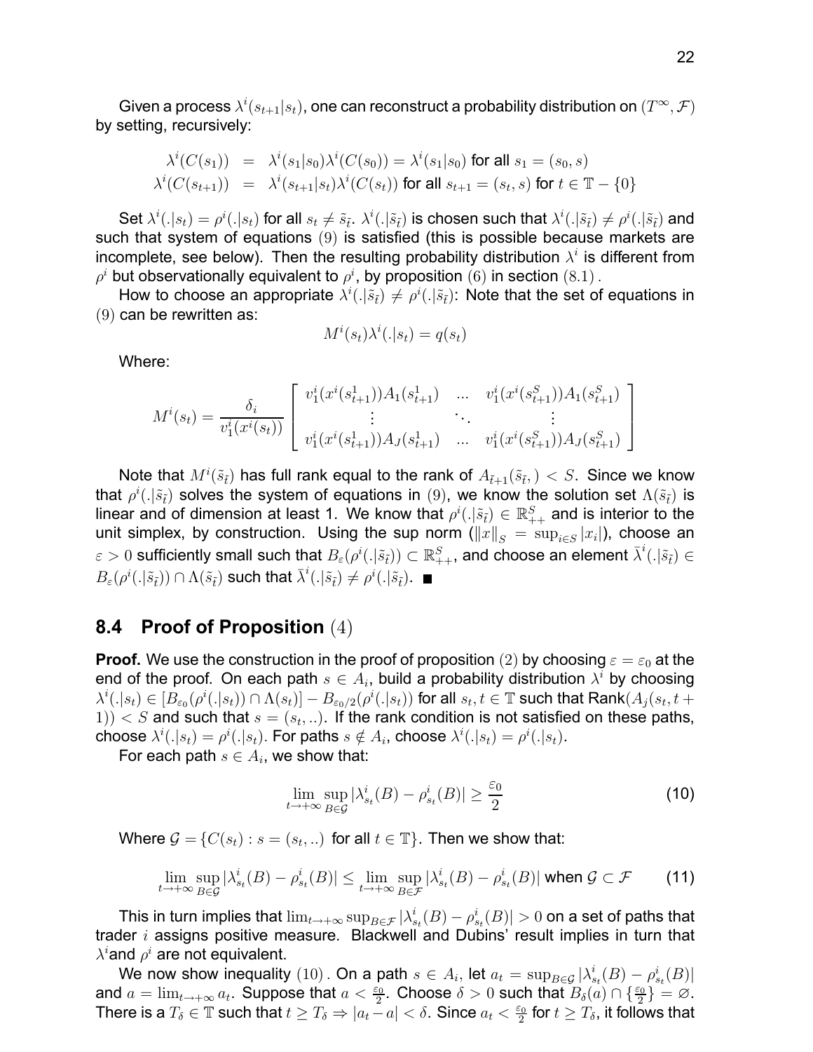Given a process $\lambda^i(s_{t+1}|s_t)$, one can reconstruct a probability distribution on $(T^\infty, \mathcal{F})$ by setting, recursively:

$$
\begin{aligned}
\lambda^i(C(s_1)) &= \lambda^i(s_1|s_0)\lambda^i(C(s_0)) = \lambda^i(s_1|s_0) \text{ for all } s_1 = (s_0, s) \\
\lambda^i(C(s_{t+1})) &= \lambda^i(s_{t+1}|s_t)\lambda^i(C(s_t)) \text{ for all } s_{t+1} = (s_t, s) \text{ for } t \in \mathbb{T} - \{0\}
\end{aligned}
$$

Set $\lambda^i(.|s_t) = \rho^i(.|s_t)$ for all $s_t \neq \tilde{s}_{\tilde{t}}$. $\lambda^i(.|\tilde{s}_{\tilde{t}})$ is chosen such that $\lambda^i(.|\tilde{s}_{\tilde{t}}) \neq \rho^i(.|\tilde{s}_{\tilde{t}})$ and such that system of equations $(9)$ is satisfied (this is possible because markets are incomplete, see below). Then the resulting probability distribution $\lambda^i$ is different from $\rho^i$ but observationally equivalent to $\rho^i$, by proposition $(6)$ in section $(8.1)$.

How to choose an appropriate $\lambda^i(.|\tilde{s}_{\tilde{t}}) \neq \rho^i(.|\tilde{s}_{\tilde{t}})$: Note that the set of equations in $(9)$ can be rewritten as:

$$
M^i(s_t)\lambda^i(.|s_t) = q(s_t)
$$

Where:

$$
M^i(s_t) = \frac{\delta_i}{v_1^i(x^i(s_t))} \begin{bmatrix} v_1^i(x^i(s_{t+1}^1))A_1(s_{t+1}^1) & \dots & v_1^i(x^i(s_{t+1}^S))A_1(s_{t+1}^S) \\ \vdots & \ddots & \vdots \\ v_1^i(x^i(s_{t+1}^1))A_J(s_{t+1}^1) & \dots & v_1^i(x^i(s_{t+1}^S))A_J(s_{t+1}^S) \end{bmatrix}
$$

Note that $M^i(\tilde{s}_{\tilde{t}})$ has full rank equal to the rank of $A_{\tilde{t}+1}(\tilde{s}_{\tilde{t}},) < S$. Since we know that $\rho^i(.|\tilde{s}_{\tilde{t}})$ solves the system of equations in $(9)$, we know the solution set $\Lambda(\tilde{s}_{\tilde{t}})$ is linear and of dimension at least 1. We know that $\rho^i(.|\tilde{s}_{\tilde{t}}) \in \mathbb{R}^S_{++}$ and is interior to the unit simplex, by construction. Using the sup norm ($\|x\|_S = \sup_{i \in S}|x_i|$), choose an $\varepsilon > 0$ sufficiently small such that $B_\varepsilon(\rho^i(.|\tilde{s}_{\tilde{t}})) \subset \mathbb{R}^S_{++}$, and choose an element $\bar{\lambda}^i(.|\tilde{s}_{\tilde{t}}) \in B_\varepsilon(\rho^i(.|\tilde{s}_{\tilde{t}})) \cap \Lambda(\tilde{s}_{\tilde{t}})$ such that $\bar{\lambda}^i(.|\tilde{s}_{\tilde{t}}) \neq \rho^i(.|\tilde{s}_{\tilde{t}})$. ■

## 8.4 Proof of Proposition $(4)$

**Proof.** We use the construction in the proof of proposition $(2)$ by choosing $\varepsilon = \varepsilon_0$ at the end of the proof. On each path $s \in A_i$, build a probability distribution $\lambda^i$ by choosing $\lambda^i(.|s_t) \in [B_{\varepsilon_0}(\rho^i(.|s_t)) \cap \Lambda(s_t)] - B_{\varepsilon_0/2}(\rho^i(.|s_t))$ for all $s_t, t \in \mathbb{T}$ such that Rank$(A_j(s_t, t+1)) < S$ and such that $s = (s_t, ..)$. If the rank condition is not satisfied on these paths, choose $\lambda^i(.|s_t) = \rho^i(.|s_t)$. For paths $s \notin A_i$, choose $\lambda^i(.|s_t) = \rho^i(.|s_t)$.

For each path $s \in A_i$, we show that:

$$
\lim_{t \to +\infty} \sup_{B \in \mathcal{G}} |\lambda^i_{s_t}(B) - \rho^i_{s_t}(B)| \geq \frac{\varepsilon_0}{2} \tag{10}
$$

Where $\mathcal{G} = \{C(s_t) : s = (s_t, ..)$ for all $t \in \mathbb{T}\}$. Then we show that:

$$
\lim_{t \to +\infty} \sup_{B \in \mathcal{G}} |\lambda^i_{s_t}(B) - \rho^i_{s_t}(B)| \leq \lim_{t \to +\infty} \sup_{B \in \mathcal{F}} |\lambda^i_{s_t}(B) - \rho^i_{s_t}(B)| \text{ when } \mathcal{G} \subset \mathcal{F} \tag{11}
$$

This in turn implies that $\lim_{t \to +\infty} \sup_{B \in \mathcal{F}} |\lambda^i_{s_t}(B) - \rho^i_{s_t}(B)| > 0$ on a set of paths that trader $i$ assigns positive measure. Blackwell and Dubins' result implies in turn that $\lambda^i$and $\rho^i$ are not equivalent.

We now show inequality $(10)$. On a path $s \in A_i$, let $a_t = \sup_{B \in \mathcal{G}} |\lambda^i_{s_t}(B) - \rho^i_{s_t}(B)|$ and $a = \lim_{t \to +\infty} a_t$. Suppose that $a < \frac{\varepsilon_0}{2}$. Choose $\delta > 0$ such that $B_\delta(a) \cap \{\frac{\varepsilon_0}{2}\} = \varnothing$. There is a $T_\delta \in \mathbb{T}$ such that $t \geq T_\delta \Rightarrow |a_t - a| < \delta$. Since $a_t < \frac{\varepsilon_0}{2}$ for $t \geq T_\delta$, it follows that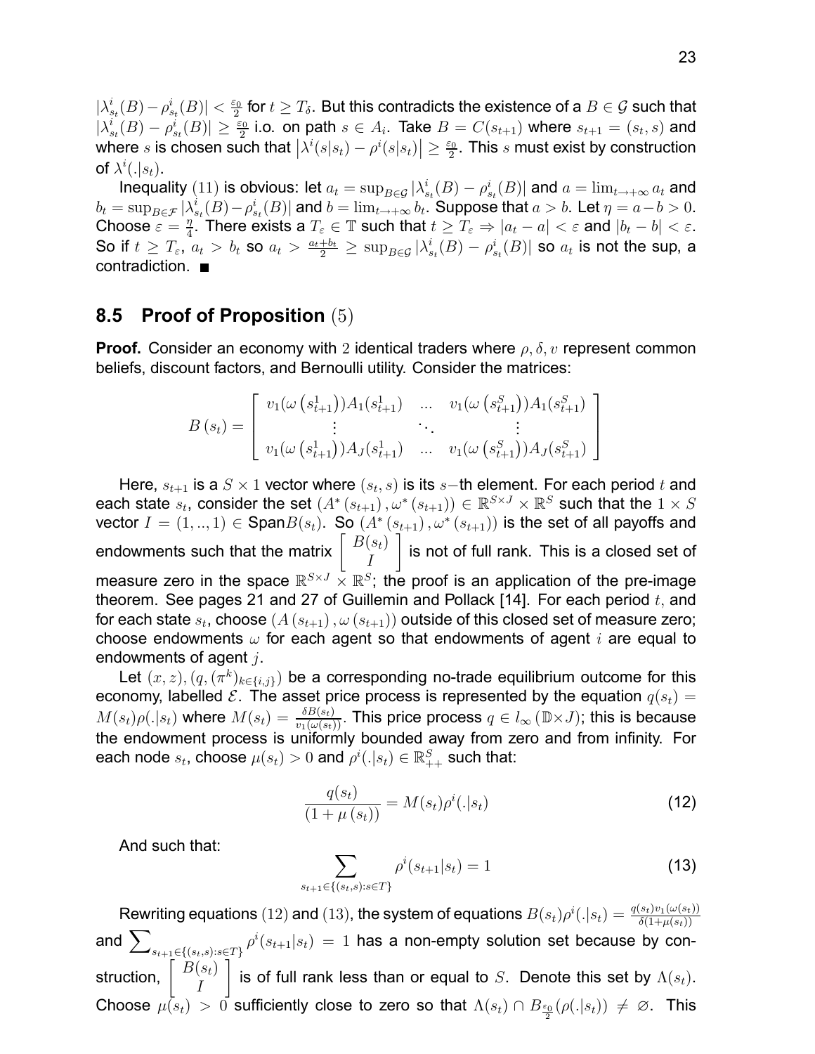$|\lambda^i_{s_t}(B) - \rho^i_{s_t}(B)| < \frac{\varepsilon_0}{2}$ for $t \geq T_\delta$. But this contradicts the existence of a $B \in \mathcal{G}$ such that $|\lambda^i_{s_t}(B) - \rho^i_{s_t}(B)| \geq \frac{\varepsilon_0}{2}$ i.o. on path $s \in A_i$. Take $B = C(s_{t+1})$ where $s_{t+1} = (s_t, s)$ and where $s$ is chosen such that $\left|\lambda^i(s|s_t) - \rho^i(s|s_t)\right| \geq \frac{\varepsilon_0}{2}$. This $s$ must exist by construction of $\lambda^i(.|s_t)$.

Inequality $(11)$ is obvious: let $a_t = \sup_{B \in \mathcal{G}} |\lambda^i_{s_t}(B) - \rho^i_{s_t}(B)|$ and $a = \lim_{t \to +\infty} a_t$ and $b_t = \sup_{B \in \mathcal{F}} |\lambda^i_{s_t}(B) - \rho^i_{s_t}(B)|$ and $b = \lim_{t \to +\infty} b_t$. Suppose that $a > b$. Let $\eta = a - b > 0$. Choose $\varepsilon = \frac{\eta}{4}$. There exists a $T_\varepsilon \in \mathbb{T}$ such that $t \geq T_\varepsilon \Rightarrow |a_t - a| < \varepsilon$ and $|b_t - b| < \varepsilon$. So if $t \geq T_\varepsilon$, $a_t > b_t$ so $a_t > \frac{a_t + b_t}{2} \geq \sup_{B \in \mathcal{G}} |\lambda^i_{s_t}(B) - \rho^i_{s_t}(B)|$ so $a_t$ is not the sup, a contradiction. ■

## 8.5 Proof of Proposition $(5)$

**Proof.** Consider an economy with $2$ identical traders where $\rho, \delta, v$ represent common beliefs, discount factors, and Bernoulli utility. Consider the matrices:

$$B(s_t) = \begin{bmatrix} v_1(\omega(s^1_{t+1}))A_1(s^1_{t+1}) & \dots & v_1(\omega(s^S_{t+1}))A_1(s^S_{t+1}) \\ \vdots & \ddots & \vdots \\ v_1(\omega(s^1_{t+1}))A_J(s^1_{t+1}) & \dots & v_1(\omega(s^S_{t+1}))A_J(s^S_{t+1}) \end{bmatrix}$$

Here, $s_{t+1}$ is a $S \times 1$ vector where $(s_t, s)$ is its $s-$th element. For each period $t$ and each state $s_t$, consider the set $(A^*(s_{t+1}), \omega^*(s_{t+1})) \in \mathbb{R}^{S \times J} \times \mathbb{R}^S$ such that the $1 \times S$ vector $I = (1, .., 1) \in \text{Span}B(s_t)$. So $(A^*(s_{t+1}), \omega^*(s_{t+1}))$ is the set of all payoffs and endowments such that the matrix $\begin{bmatrix} B(s_t) \\ I \end{bmatrix}$ is not of full rank. This is a closed set of measure zero in the space $\mathbb{R}^{S \times J} \times \mathbb{R}^S$; the proof is an application of the pre-image theorem. See pages 21 and 27 of Guillemin and Pollack [14]. For each period $t$, and for each state $s_t$, choose $(A(s_{t+1}), \omega(s_{t+1}))$ outside of this closed set of measure zero; choose endowments $\omega$ for each agent so that endowments of agent $i$ are equal to endowments of agent $j$.

Let $(x, z), (q, (\pi^k)_{k \in \{i,j\}})$ be a corresponding no-trade equilibrium outcome for this economy, labelled $\mathcal{E}$. The asset price process is represented by the equation $q(s_t) = M(s_t)\rho(.|s_t)$ where $M(s_t) = \frac{\delta B(s_t)}{v_1(\omega(s_t))}$. This price process $q \in l_\infty(\mathbb{D} \times J)$; this is because the endowment process is uniformly bounded away from zero and from infinity. For each node $s_t$, choose $\mu(s_t) > 0$ and $\rho^i(.|s_t) \in \mathbb{R}^S_{++}$ such that:

$$\frac{q(s_t)}{(1 + \mu(s_t))} = M(s_t)\rho^i(.|s_t) \tag{12}$$

And such that:

$$\sum_{s_{t+1} \in \{(s_t, s): s \in T\}} \rho^i(s_{t+1}|s_t) = 1 \tag{13}$$

Rewriting equations $(12)$ and $(13)$, the system of equations $B(s_t)\rho^i(.|s_t) = \frac{q(s_t)v_1(\omega(s_t))}{\delta(1+\mu(s_t))}$ and $\sum_{s_{t+1} \in \{(s_t,s):s \in T\}} \rho^i(s_{t+1}|s_t) = 1$ has a non-empty solution set because by construction, $\begin{bmatrix} B(s_t) \\ I \end{bmatrix}$ is of full rank less than or equal to $S$. Denote this set by $\Lambda(s_t)$. Choose $\mu(s_t) > 0$ sufficiently close to zero so that $\Lambda(s_t) \cap B_{\frac{\varepsilon_0}{2}}(\rho(.|s_t)) \neq \varnothing$. This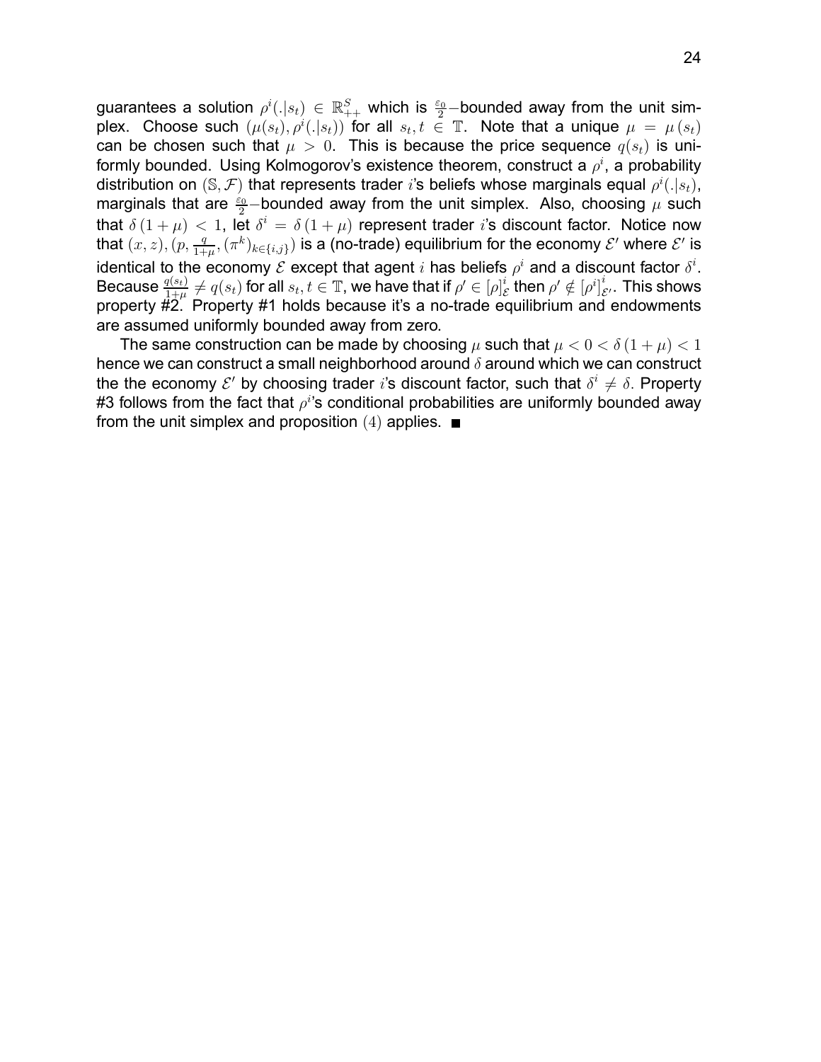guarantees a solution $\rho^i(.|s_t) \in \mathbb{R}^S_{++}$ which is $\frac{\varepsilon_0}{2}-$bounded away from the unit simplex. Choose such $(\mu(s_t), \rho^i(.|s_t))$ for all $s_t, t \in \mathbb{T}$. Note that a unique $\mu = \mu(s_t)$ can be chosen such that $\mu > 0$. This is because the price sequence $q(s_t)$ is uniformly bounded. Using Kolmogorov's existence theorem, construct a $\rho^i$, a probability distribution on $(\mathbb{S}, \mathcal{F})$ that represents trader $i$'s beliefs whose marginals equal $\rho^i(.|s_t)$, marginals that are $\frac{\varepsilon_0}{2}-$bounded away from the unit simplex. Also, choosing $\mu$ such that $\delta(1+\mu) < 1$, let $\delta^i = \delta(1+\mu)$ represent trader $i$'s discount factor. Notice now that $(x, z), (p, \frac{q}{1+\mu}, (\pi^k)_{k\in\{i,j\}})$ is a (no-trade) equilibrium for the economy $\mathcal{E}'$ where $\mathcal{E}'$ is identical to the economy $\mathcal{E}$ except that agent $i$ has beliefs $\rho^i$ and a discount factor $\delta^i$. Because $\frac{q(s_t)}{1+\mu} \neq q(s_t)$ for all $s_t, t \in \mathbb{T}$, we have that if $\rho' \in [\rho]^i_{\mathcal{E}}$ then $\rho' \notin [\rho^i]^i_{\mathcal{E}'}$. This shows property #2. Property #1 holds because it's a no-trade equilibrium and endowments are assumed uniformly bounded away from zero.

The same construction can be made by choosing $\mu$ such that $\mu < 0 < \delta(1+\mu) < 1$ hence we can construct a small neighborhood around $\delta$ around which we can construct the the economy $\mathcal{E}'$ by choosing trader $i$'s discount factor, such that $\delta^i \neq \delta$. Property #3 follows from the fact that $\rho^i$'s conditional probabilities are uniformly bounded away from the unit simplex and proposition $(4)$ applies. ■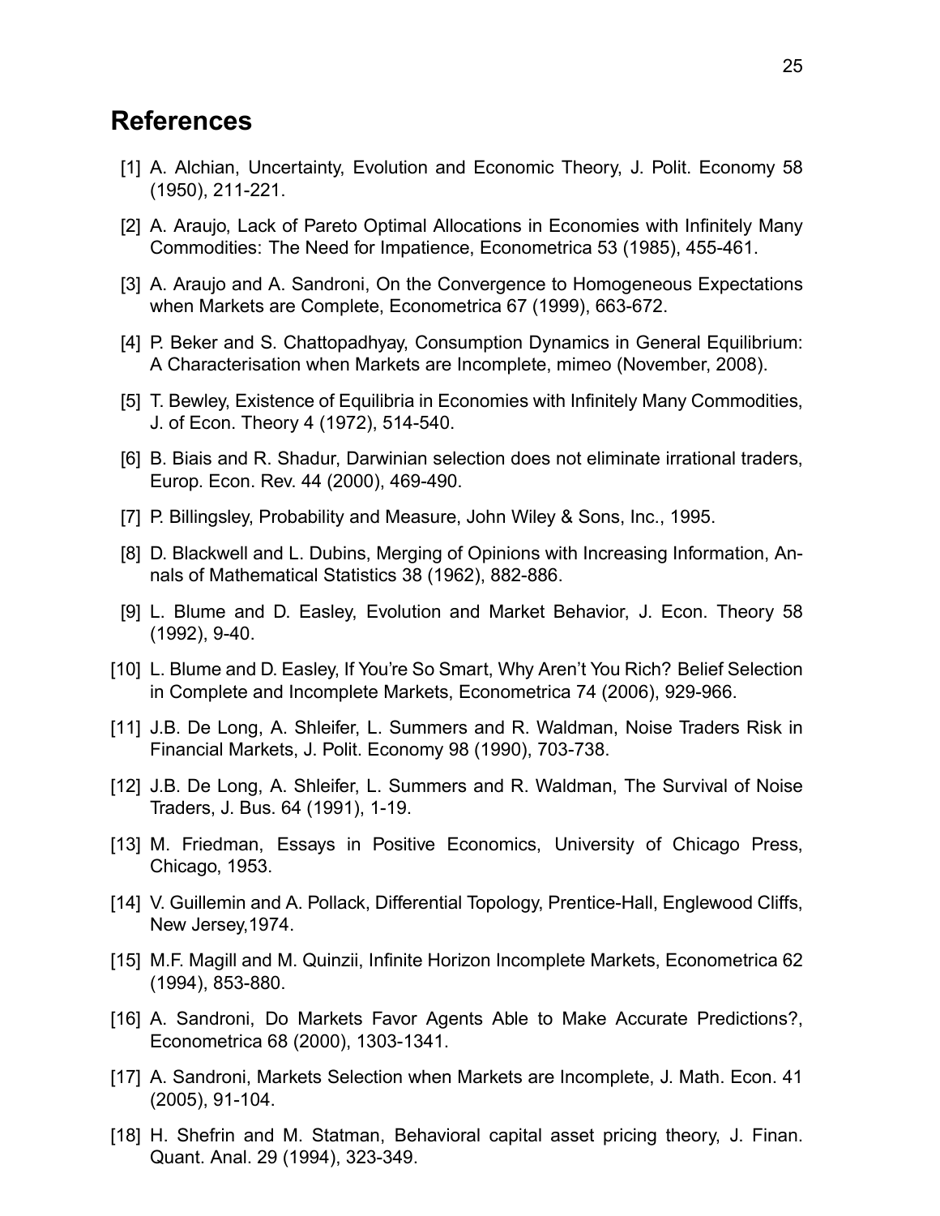## References

[1] A. Alchian, Uncertainty, Evolution and Economic Theory, J. Polit. Economy 58 (1950), 211-221.

[2] A. Araujo, Lack of Pareto Optimal Allocations in Economies with Infinitely Many Commodities: The Need for Impatience, Econometrica 53 (1985), 455-461.

[3] A. Araujo and A. Sandroni, On the Convergence to Homogeneous Expectations when Markets are Complete, Econometrica 67 (1999), 663-672.

[4] P. Beker and S. Chattopadhyay, Consumption Dynamics in General Equilibrium: A Characterisation when Markets are Incomplete, mimeo (November, 2008).

[5] T. Bewley, Existence of Equilibria in Economies with Infinitely Many Commodities, J. of Econ. Theory 4 (1972), 514-540.

[6] B. Biais and R. Shadur, Darwinian selection does not eliminate irrational traders, Europ. Econ. Rev. 44 (2000), 469-490.

[7] P. Billingsley, Probability and Measure, John Wiley & Sons, Inc., 1995.

[8] D. Blackwell and L. Dubins, Merging of Opinions with Increasing Information, Annals of Mathematical Statistics 38 (1962), 882-886.

[9] L. Blume and D. Easley, Evolution and Market Behavior, J. Econ. Theory 58 (1992), 9-40.

[10] L. Blume and D. Easley, If You're So Smart, Why Aren't You Rich? Belief Selection in Complete and Incomplete Markets, Econometrica 74 (2006), 929-966.

[11] J.B. De Long, A. Shleifer, L. Summers and R. Waldman, Noise Traders Risk in Financial Markets, J. Polit. Economy 98 (1990), 703-738.

[12] J.B. De Long, A. Shleifer, L. Summers and R. Waldman, The Survival of Noise Traders, J. Bus. 64 (1991), 1-19.

[13] M. Friedman, Essays in Positive Economics, University of Chicago Press, Chicago, 1953.

[14] V. Guillemin and A. Pollack, Differential Topology, Prentice-Hall, Englewood Cliffs, New Jersey,1974.

[15] M.F. Magill and M. Quinzii, Infinite Horizon Incomplete Markets, Econometrica 62 (1994), 853-880.

[16] A. Sandroni, Do Markets Favor Agents Able to Make Accurate Predictions?, Econometrica 68 (2000), 1303-1341.

[17] A. Sandroni, Markets Selection when Markets are Incomplete, J. Math. Econ. 41 (2005), 91-104.

[18] H. Shefrin and M. Statman, Behavioral capital asset pricing theory, J. Finan. Quant. Anal. 29 (1994), 323-349.